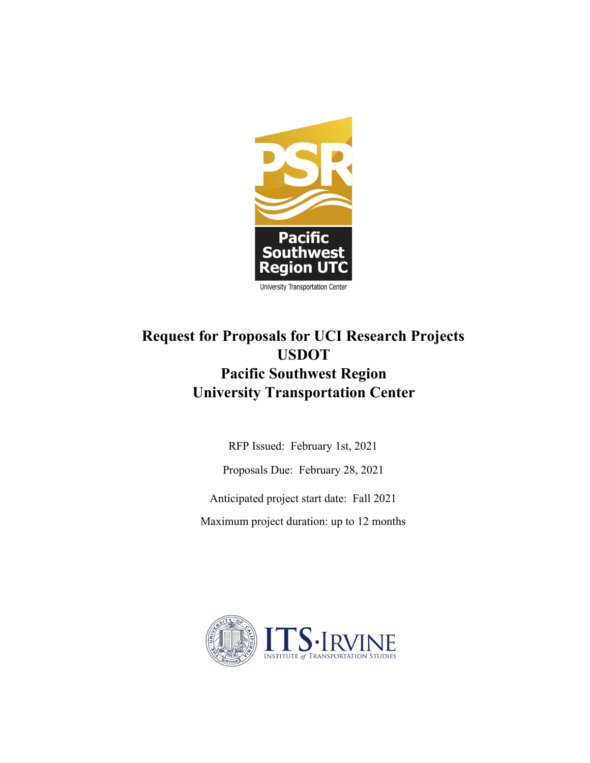PSR

Pacific Southwest Region UTC

University Transportation Center

# Request for Proposals for UCI Research Projects
# USDOT
# Pacific Southwest Region
# University Transportation Center

RFP Issued: February 1st, 2021

Proposals Due: February 28, 2021

Anticipated project start date: Fall 2021

Maximum project duration: up to 12 months

ITS·IRVINE

INSTITUTE *of* TRANSPORTATION STUDIES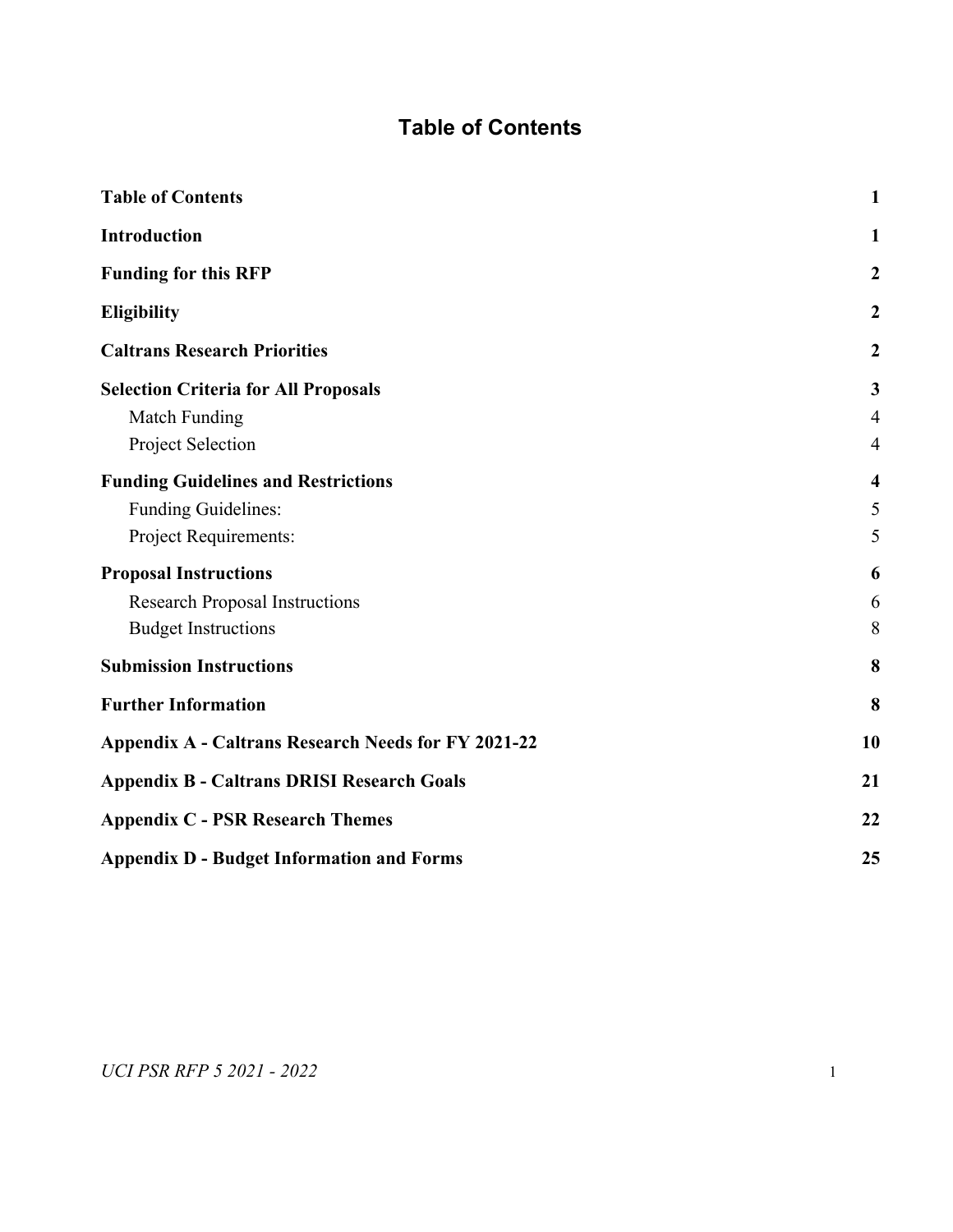# Table of Contents

| | |
|---|---|
| **Table of Contents** | **1** |
| **Introduction** | **1** |
| **Funding for this RFP** | **2** |
| **Eligibility** | **2** |
| **Caltrans Research Priorities** | **2** |
| **Selection Criteria for All Proposals** | **3** |
| Match Funding | 4 |
| Project Selection | 4 |
| **Funding Guidelines and Restrictions** | **4** |
| Funding Guidelines: | 5 |
| Project Requirements: | 5 |
| **Proposal Instructions** | **6** |
| Research Proposal Instructions | 6 |
| Budget Instructions | 8 |
| **Submission Instructions** | **8** |
| **Further Information** | **8** |
| **Appendix A - Caltrans Research Needs for FY 2021-22** | **10** |
| **Appendix B - Caltrans DRISI Research Goals** | **21** |
| **Appendix C - PSR Research Themes** | **22** |
| **Appendix D - Budget Information and Forms** | **25** |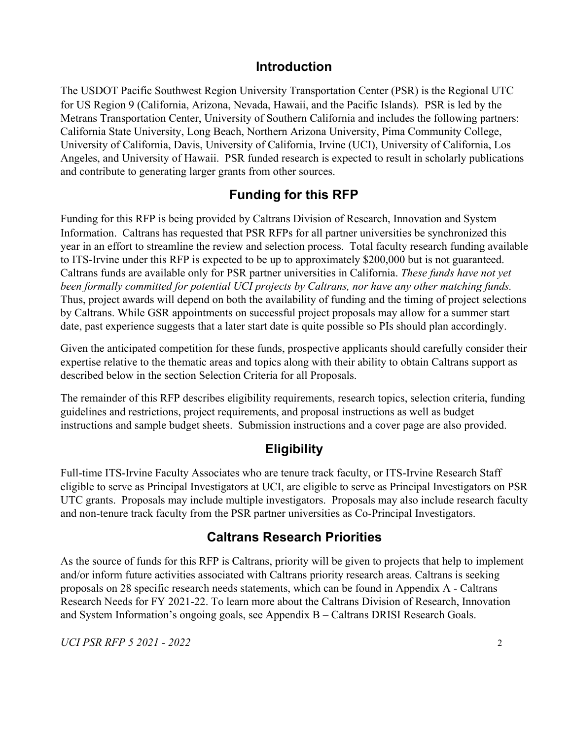## Introduction

The USDOT Pacific Southwest Region University Transportation Center (PSR) is the Regional UTC for US Region 9 (California, Arizona, Nevada, Hawaii, and the Pacific Islands). PSR is led by the Metrans Transportation Center, University of Southern California and includes the following partners: California State University, Long Beach, Northern Arizona University, Pima Community College, University of California, Davis, University of California, Irvine (UCI), University of California, Los Angeles, and University of Hawaii. PSR funded research is expected to result in scholarly publications and contribute to generating larger grants from other sources.

## Funding for this RFP

Funding for this RFP is being provided by Caltrans Division of Research, Innovation and System Information. Caltrans has requested that PSR RFPs for all partner universities be synchronized this year in an effort to streamline the review and selection process. Total faculty research funding available to ITS-Irvine under this RFP is expected to be up to approximately $200,000 but is not guaranteed. Caltrans funds are available only for PSR partner universities in California. *These funds have not yet been formally committed for potential UCI projects by Caltrans, nor have any other matching funds.* Thus, project awards will depend on both the availability of funding and the timing of project selections by Caltrans. While GSR appointments on successful project proposals may allow for a summer start date, past experience suggests that a later start date is quite possible so PIs should plan accordingly.

Given the anticipated competition for these funds, prospective applicants should carefully consider their expertise relative to the thematic areas and topics along with their ability to obtain Caltrans support as described below in the section Selection Criteria for all Proposals.

The remainder of this RFP describes eligibility requirements, research topics, selection criteria, funding guidelines and restrictions, project requirements, and proposal instructions as well as budget instructions and sample budget sheets. Submission instructions and a cover page are also provided.

## Eligibility

Full-time ITS-Irvine Faculty Associates who are tenure track faculty, or ITS-Irvine Research Staff eligible to serve as Principal Investigators at UCI, are eligible to serve as Principal Investigators on PSR UTC grants. Proposals may include multiple investigators. Proposals may also include research faculty and non-tenure track faculty from the PSR partner universities as Co-Principal Investigators.

## Caltrans Research Priorities

As the source of funds for this RFP is Caltrans, priority will be given to projects that help to implement and/or inform future activities associated with Caltrans priority research areas. Caltrans is seeking proposals on 28 specific research needs statements, which can be found in Appendix A - Caltrans Research Needs for FY 2021-22. To learn more about the Caltrans Division of Research, Innovation and System Information's ongoing goals, see Appendix B – Caltrans DRISI Research Goals.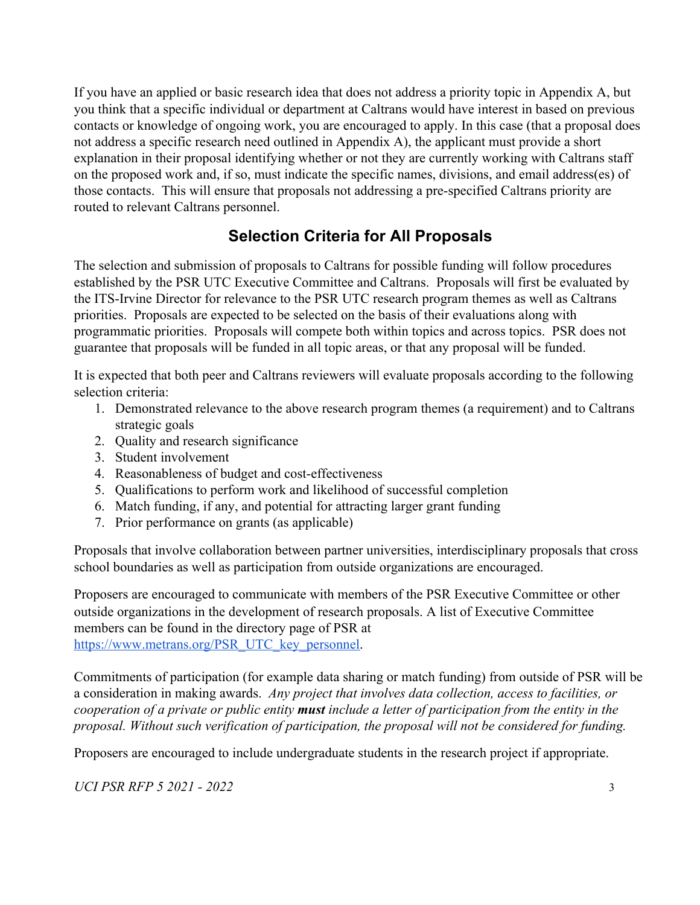If you have an applied or basic research idea that does not address a priority topic in Appendix A, but you think that a specific individual or department at Caltrans would have interest in based on previous contacts or knowledge of ongoing work, you are encouraged to apply. In this case (that a proposal does not address a specific research need outlined in Appendix A), the applicant must provide a short explanation in their proposal identifying whether or not they are currently working with Caltrans staff on the proposed work and, if so, must indicate the specific names, divisions, and email address(es) of those contacts. This will ensure that proposals not addressing a pre-specified Caltrans priority are routed to relevant Caltrans personnel.

## Selection Criteria for All Proposals

The selection and submission of proposals to Caltrans for possible funding will follow procedures established by the PSR UTC Executive Committee and Caltrans. Proposals will first be evaluated by the ITS-Irvine Director for relevance to the PSR UTC research program themes as well as Caltrans priorities. Proposals are expected to be selected on the basis of their evaluations along with programmatic priorities. Proposals will compete both within topics and across topics. PSR does not guarantee that proposals will be funded in all topic areas, or that any proposal will be funded.

It is expected that both peer and Caltrans reviewers will evaluate proposals according to the following selection criteria:

1. Demonstrated relevance to the above research program themes (a requirement) and to Caltrans strategic goals
2. Quality and research significance
3. Student involvement
4. Reasonableness of budget and cost-effectiveness
5. Qualifications to perform work and likelihood of successful completion
6. Match funding, if any, and potential for attracting larger grant funding
7. Prior performance on grants (as applicable)

Proposals that involve collaboration between partner universities, interdisciplinary proposals that cross school boundaries as well as participation from outside organizations are encouraged.

Proposers are encouraged to communicate with members of the PSR Executive Committee or other outside organizations in the development of research proposals. A list of Executive Committee members can be found in the directory page of PSR at [https://www.metrans.org/PSR_UTC_key_personnel](https://www.metrans.org/PSR_UTC_key_personnel).

Commitments of participation (for example data sharing or match funding) from outside of PSR will be a consideration in making awards. *Any project that involves data collection, access to facilities, or cooperation of a private or public entity* ***must*** *include a letter of participation from the entity in the proposal. Without such verification of participation, the proposal will not be considered for funding.*

Proposers are encouraged to include undergraduate students in the research project if appropriate.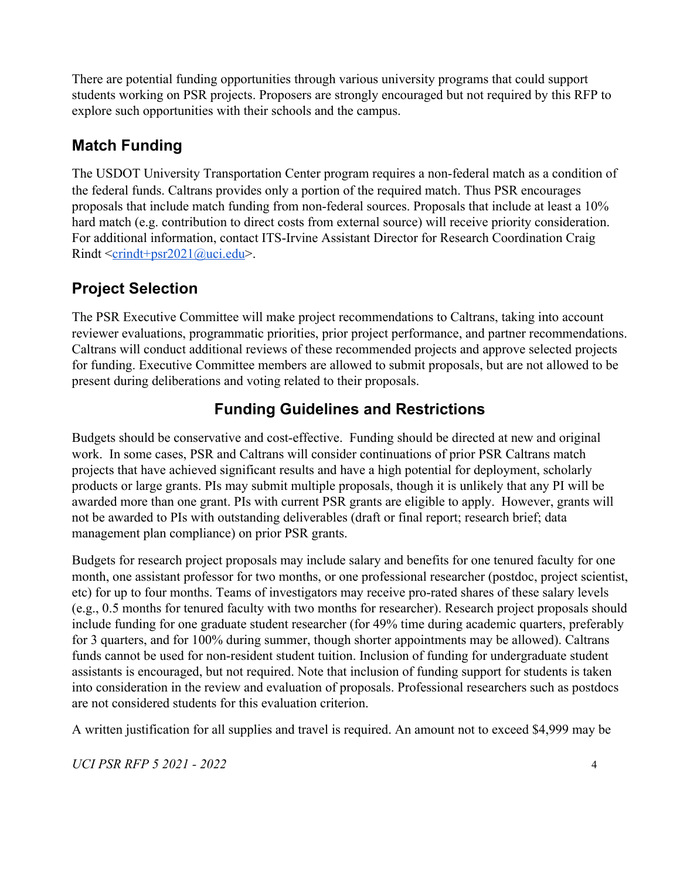There are potential funding opportunities through various university programs that could support students working on PSR projects. Proposers are strongly encouraged but not required by this RFP to explore such opportunities with their schools and the campus.

## Match Funding

The USDOT University Transportation Center program requires a non-federal match as a condition of the federal funds. Caltrans provides only a portion of the required match. Thus PSR encourages proposals that include match funding from non-federal sources. Proposals that include at least a 10% hard match (e.g. contribution to direct costs from external source) will receive priority consideration. For additional information, contact ITS-Irvine Assistant Director for Research Coordination Craig Rindt <crindt+psr2021@uci.edu>.

## Project Selection

The PSR Executive Committee will make project recommendations to Caltrans, taking into account reviewer evaluations, programmatic priorities, prior project performance, and partner recommendations. Caltrans will conduct additional reviews of these recommended projects and approve selected projects for funding. Executive Committee members are allowed to submit proposals, but are not allowed to be present during deliberations and voting related to their proposals.

# Funding Guidelines and Restrictions

Budgets should be conservative and cost-effective. Funding should be directed at new and original work. In some cases, PSR and Caltrans will consider continuations of prior PSR Caltrans match projects that have achieved significant results and have a high potential for deployment, scholarly products or large grants. PIs may submit multiple proposals, though it is unlikely that any PI will be awarded more than one grant. PIs with current PSR grants are eligible to apply. However, grants will not be awarded to PIs with outstanding deliverables (draft or final report; research brief; data management plan compliance) on prior PSR grants.

Budgets for research project proposals may include salary and benefits for one tenured faculty for one month, one assistant professor for two months, or one professional researcher (postdoc, project scientist, etc) for up to four months. Teams of investigators may receive pro-rated shares of these salary levels (e.g., 0.5 months for tenured faculty with two months for researcher). Research project proposals should include funding for one graduate student researcher (for 49% time during academic quarters, preferably for 3 quarters, and for 100% during summer, though shorter appointments may be allowed). Caltrans funds cannot be used for non-resident student tuition. Inclusion of funding for undergraduate student assistants is encouraged, but not required. Note that inclusion of funding support for students is taken into consideration in the review and evaluation of proposals. Professional researchers such as postdocs are not considered students for this evaluation criterion.

A written justification for all supplies and travel is required. An amount not to exceed $4,999 may be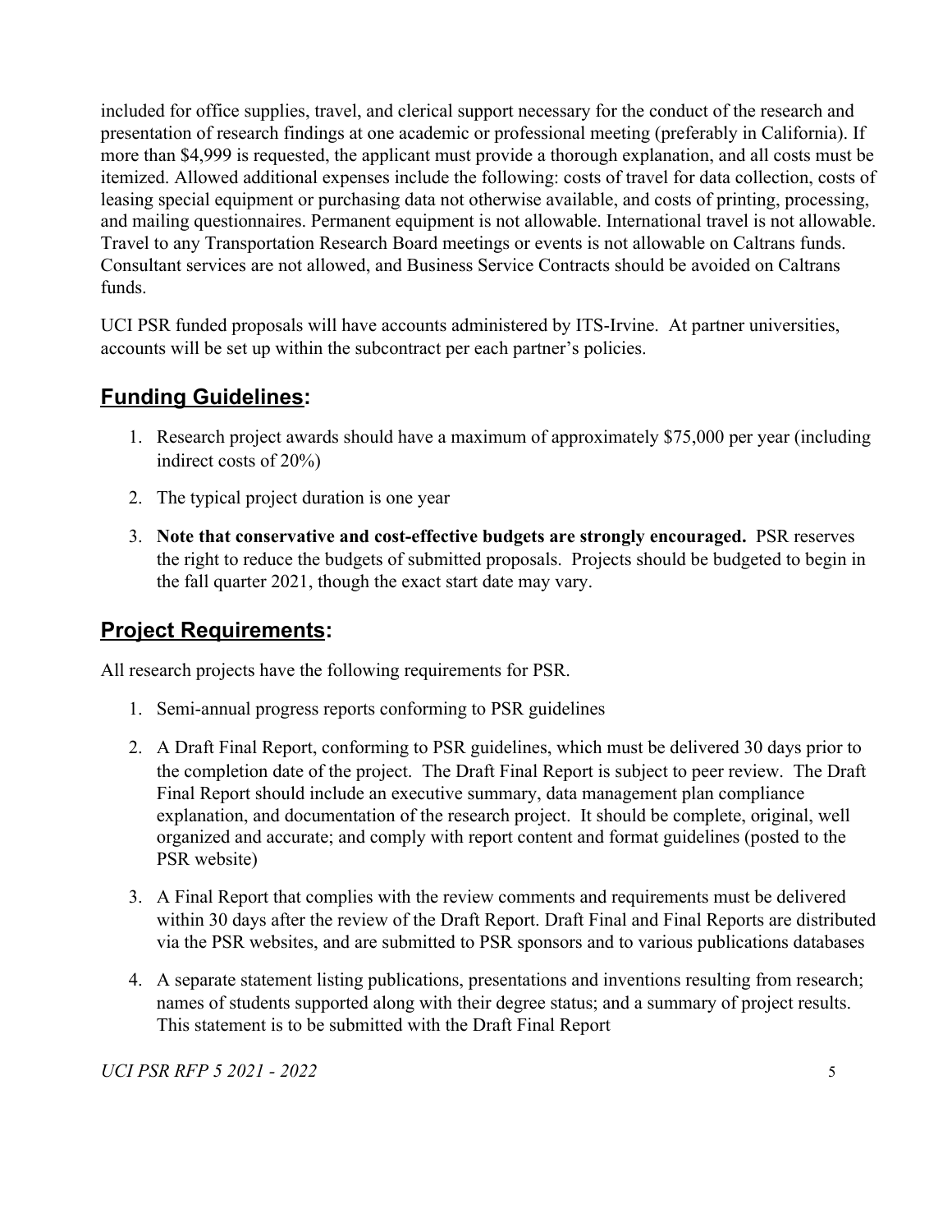included for office supplies, travel, and clerical support necessary for the conduct of the research and presentation of research findings at one academic or professional meeting (preferably in California). If more than $4,999 is requested, the applicant must provide a thorough explanation, and all costs must be itemized. Allowed additional expenses include the following: costs of travel for data collection, costs of leasing special equipment or purchasing data not otherwise available, and costs of printing, processing, and mailing questionnaires. Permanent equipment is not allowable. International travel is not allowable. Travel to any Transportation Research Board meetings or events is not allowable on Caltrans funds. Consultant services are not allowed, and Business Service Contracts should be avoided on Caltrans funds.

UCI PSR funded proposals will have accounts administered by ITS-Irvine. At partner universities, accounts will be set up within the subcontract per each partner's policies.

## Funding Guidelines:

1. Research project awards should have a maximum of approximately $75,000 per year (including indirect costs of 20%)
2. The typical project duration is one year
3. **Note that conservative and cost-effective budgets are strongly encouraged.** PSR reserves the right to reduce the budgets of submitted proposals. Projects should be budgeted to begin in the fall quarter 2021, though the exact start date may vary.

## Project Requirements:

All research projects have the following requirements for PSR.

1. Semi-annual progress reports conforming to PSR guidelines
2. A Draft Final Report, conforming to PSR guidelines, which must be delivered 30 days prior to the completion date of the project. The Draft Final Report is subject to peer review. The Draft Final Report should include an executive summary, data management plan compliance explanation, and documentation of the research project. It should be complete, original, well organized and accurate; and comply with report content and format guidelines (posted to the PSR website)
3. A Final Report that complies with the review comments and requirements must be delivered within 30 days after the review of the Draft Report. Draft Final and Final Reports are distributed via the PSR websites, and are submitted to PSR sponsors and to various publications databases
4. A separate statement listing publications, presentations and inventions resulting from research; names of students supported along with their degree status; and a summary of project results. This statement is to be submitted with the Draft Final Report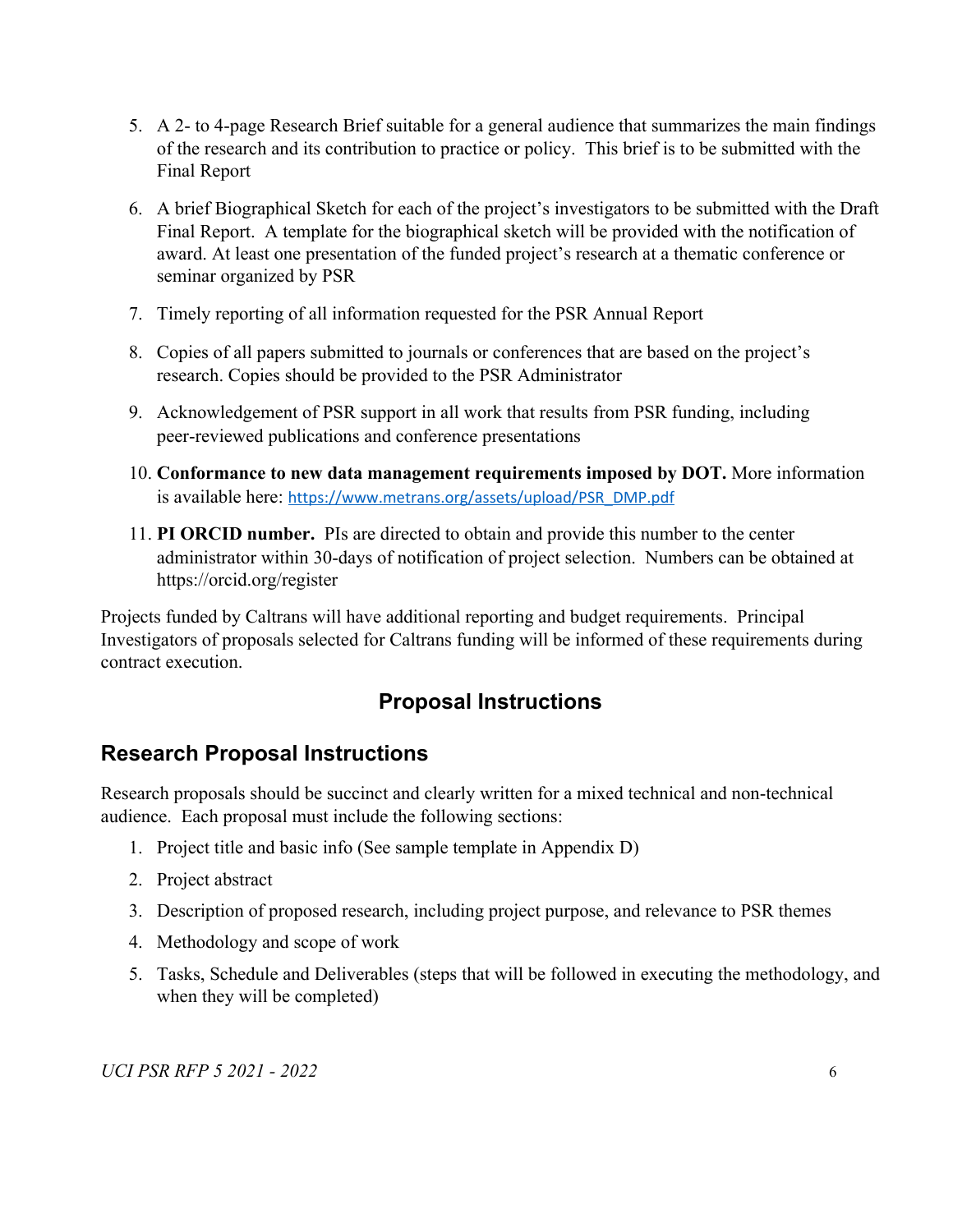5. A 2- to 4-page Research Brief suitable for a general audience that summarizes the main findings of the research and its contribution to practice or policy. This brief is to be submitted with the Final Report

6. A brief Biographical Sketch for each of the project's investigators to be submitted with the Draft Final Report. A template for the biographical sketch will be provided with the notification of award. At least one presentation of the funded project's research at a thematic conference or seminar organized by PSR

7. Timely reporting of all information requested for the PSR Annual Report

8. Copies of all papers submitted to journals or conferences that are based on the project's research. Copies should be provided to the PSR Administrator

9. Acknowledgement of PSR support in all work that results from PSR funding, including peer-reviewed publications and conference presentations

10. **Conformance to new data management requirements imposed by DOT.** More information is available here: https://www.metrans.org/assets/upload/PSR_DMP.pdf

11. **PI ORCID number.** PIs are directed to obtain and provide this number to the center administrator within 30-days of notification of project selection. Numbers can be obtained at https://orcid.org/register

Projects funded by Caltrans will have additional reporting and budget requirements. Principal Investigators of proposals selected for Caltrans funding will be informed of these requirements during contract execution.

# Proposal Instructions

## Research Proposal Instructions

Research proposals should be succinct and clearly written for a mixed technical and non-technical audience. Each proposal must include the following sections:

1. Project title and basic info (See sample template in Appendix D)
2. Project abstract
3. Description of proposed research, including project purpose, and relevance to PSR themes
4. Methodology and scope of work
5. Tasks, Schedule and Deliverables (steps that will be followed in executing the methodology, and when they will be completed)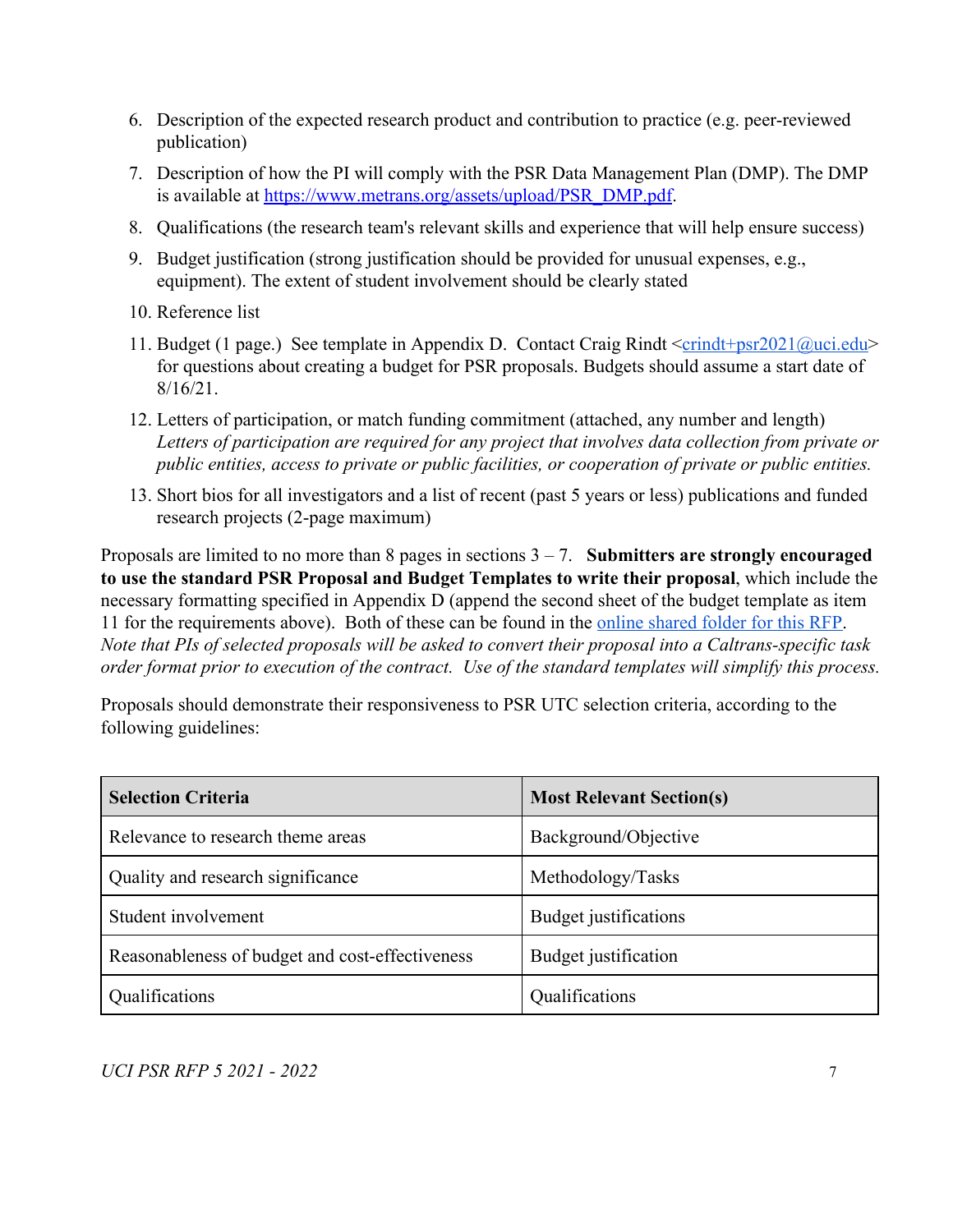6. Description of the expected research product and contribution to practice (e.g. peer-reviewed publication)
7. Description of how the PI will comply with the PSR Data Management Plan (DMP). The DMP is available at [https://www.metrans.org/assets/upload/PSR_DMP.pdf](https://www.metrans.org/assets/upload/PSR_DMP.pdf).
8. Qualifications (the research team's relevant skills and experience that will help ensure success)
9. Budget justification (strong justification should be provided for unusual expenses, e.g., equipment). The extent of student involvement should be clearly stated
10. Reference list
11. Budget (1 page.) See template in Appendix D. Contact Craig Rindt <crindt+psr2021@uci.edu> for questions about creating a budget for PSR proposals. Budgets should assume a start date of 8/16/21.
12. Letters of participation, or match funding commitment (attached, any number and length) *Letters of participation are required for any project that involves data collection from private or public entities, access to private or public facilities, or cooperation of private or public entities.*
13. Short bios for all investigators and a list of recent (past 5 years or less) publications and funded research projects (2-page maximum)

Proposals are limited to no more than 8 pages in sections 3 – 7. **Submitters are strongly encouraged to use the standard PSR Proposal and Budget Templates to write their proposal**, which include the necessary formatting specified in Appendix D (append the second sheet of the budget template as item 11 for the requirements above). Both of these can be found in the online shared folder for this RFP. *Note that PIs of selected proposals will be asked to convert their proposal into a Caltrans-specific task order format prior to execution of the contract. Use of the standard templates will simplify this process.*

Proposals should demonstrate their responsiveness to PSR UTC selection criteria, according to the following guidelines:

| **Selection Criteria** | **Most Relevant Section(s)** |
|---|---|
| Relevance to research theme areas | Background/Objective |
| Quality and research significance | Methodology/Tasks |
| Student involvement | Budget justifications |
| Reasonableness of budget and cost-effectiveness | Budget justification |
| Qualifications | Qualifications |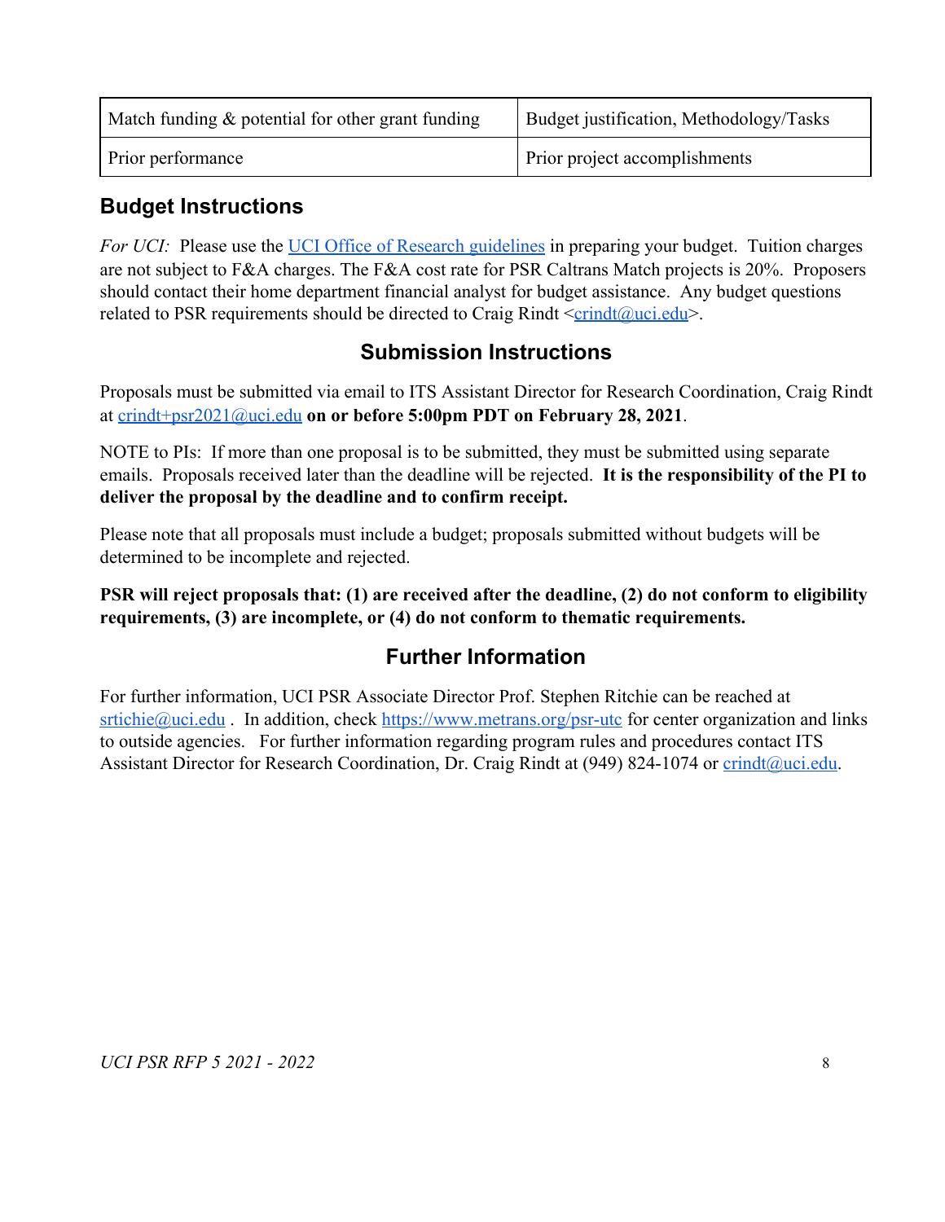| Match funding & potential for other grant funding | Budget justification, Methodology/Tasks |
| --- | --- |
| Prior performance | Prior project accomplishments |

## Budget Instructions

*For UCI:* Please use the [UCI Office of Research guidelines]() in preparing your budget. Tuition charges are not subject to F&A charges. The F&A cost rate for PSR Caltrans Match projects is 20%. Proposers should contact their home department financial analyst for budget assistance. Any budget questions related to PSR requirements should be directed to Craig Rindt <crindt@uci.edu>.

## Submission Instructions

Proposals must be submitted via email to ITS Assistant Director for Research Coordination, Craig Rindt at crindt+psr2021@uci.edu **on or before 5:00pm PDT on February 28, 2021**.

NOTE to PIs: If more than one proposal is to be submitted, they must be submitted using separate emails. Proposals received later than the deadline will be rejected. **It is the responsibility of the PI to deliver the proposal by the deadline and to confirm receipt.**

Please note that all proposals must include a budget; proposals submitted without budgets will be determined to be incomplete and rejected.

**PSR will reject proposals that: (1) are received after the deadline, (2) do not conform to eligibility requirements, (3) are incomplete, or (4) do not conform to thematic requirements.**

## Further Information

For further information, UCI PSR Associate Director Prof. Stephen Ritchie can be reached at srtichie@uci.edu . In addition, check https://www.metrans.org/psr-utc for center organization and links to outside agencies. For further information regarding program rules and procedures contact ITS Assistant Director for Research Coordination, Dr. Craig Rindt at (949) 824-1074 or crindt@uci.edu.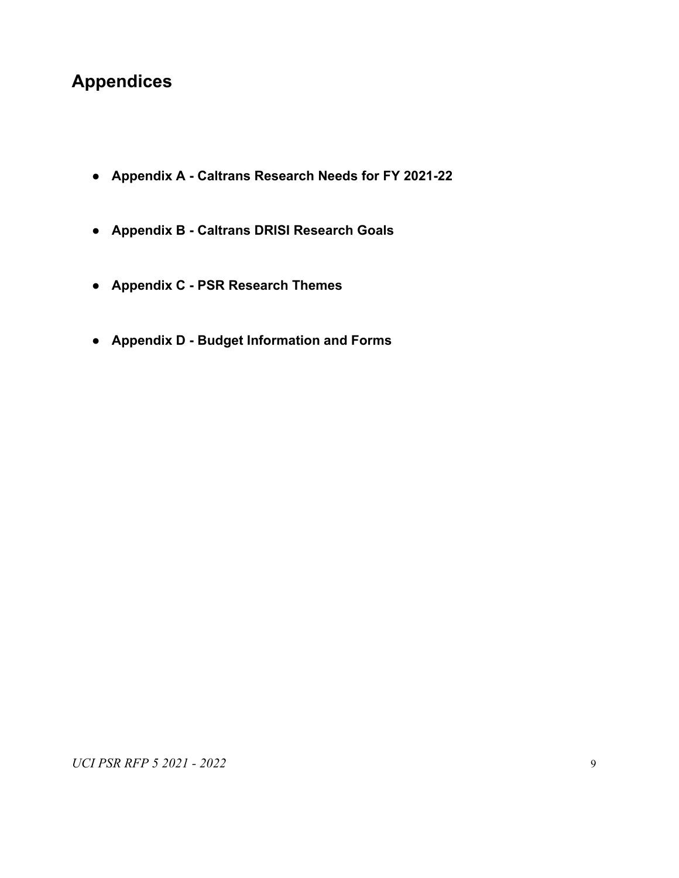## Appendices

- **Appendix A - Caltrans Research Needs for FY 2021-22**
- **Appendix B - Caltrans DRISI Research Goals**
- **Appendix C - PSR Research Themes**
- **Appendix D - Budget Information and Forms**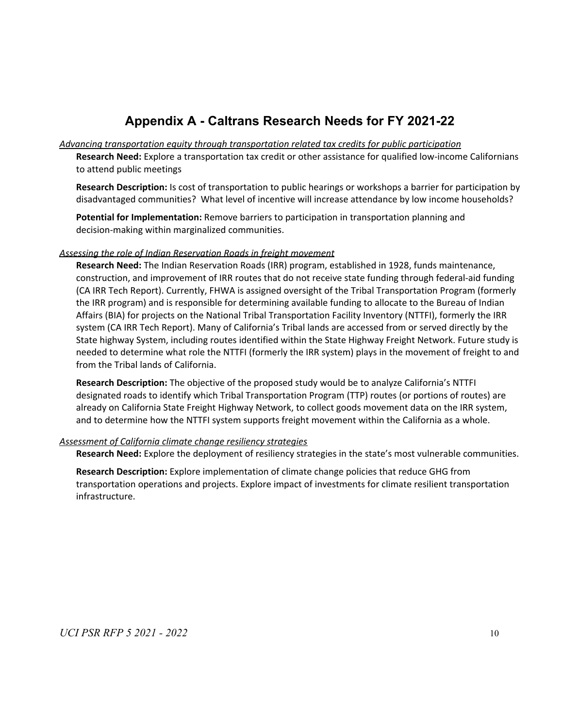## Appendix A - Caltrans Research Needs for FY 2021-22

*Advancing transportation equity through transportation related tax credits for public participation*

**Research Need:** Explore a transportation tax credit or other assistance for qualified low-income Californians to attend public meetings

**Research Description:** Is cost of transportation to public hearings or workshops a barrier for participation by disadvantaged communities? What level of incentive will increase attendance by low income households?

**Potential for Implementation:** Remove barriers to participation in transportation planning and decision-making within marginalized communities.

*Assessing the role of Indian Reservation Roads in freight movement*

**Research Need:** The Indian Reservation Roads (IRR) program, established in 1928, funds maintenance, construction, and improvement of IRR routes that do not receive state funding through federal-aid funding (CA IRR Tech Report). Currently, FHWA is assigned oversight of the Tribal Transportation Program (formerly the IRR program) and is responsible for determining available funding to allocate to the Bureau of Indian Affairs (BIA) for projects on the National Tribal Transportation Facility Inventory (NTTFI), formerly the IRR system (CA IRR Tech Report). Many of California's Tribal lands are accessed from or served directly by the State highway System, including routes identified within the State Highway Freight Network. Future study is needed to determine what role the NTTFI (formerly the IRR system) plays in the movement of freight to and from the Tribal lands of California.

**Research Description:** The objective of the proposed study would be to analyze California's NTTFI designated roads to identify which Tribal Transportation Program (TTP) routes (or portions of routes) are already on California State Freight Highway Network, to collect goods movement data on the IRR system, and to determine how the NTTFI system supports freight movement within the California as a whole.

*Assessment of California climate change resiliency strategies*

**Research Need:** Explore the deployment of resiliency strategies in the state's most vulnerable communities.

**Research Description:** Explore implementation of climate change policies that reduce GHG from transportation operations and projects. Explore impact of investments for climate resilient transportation infrastructure.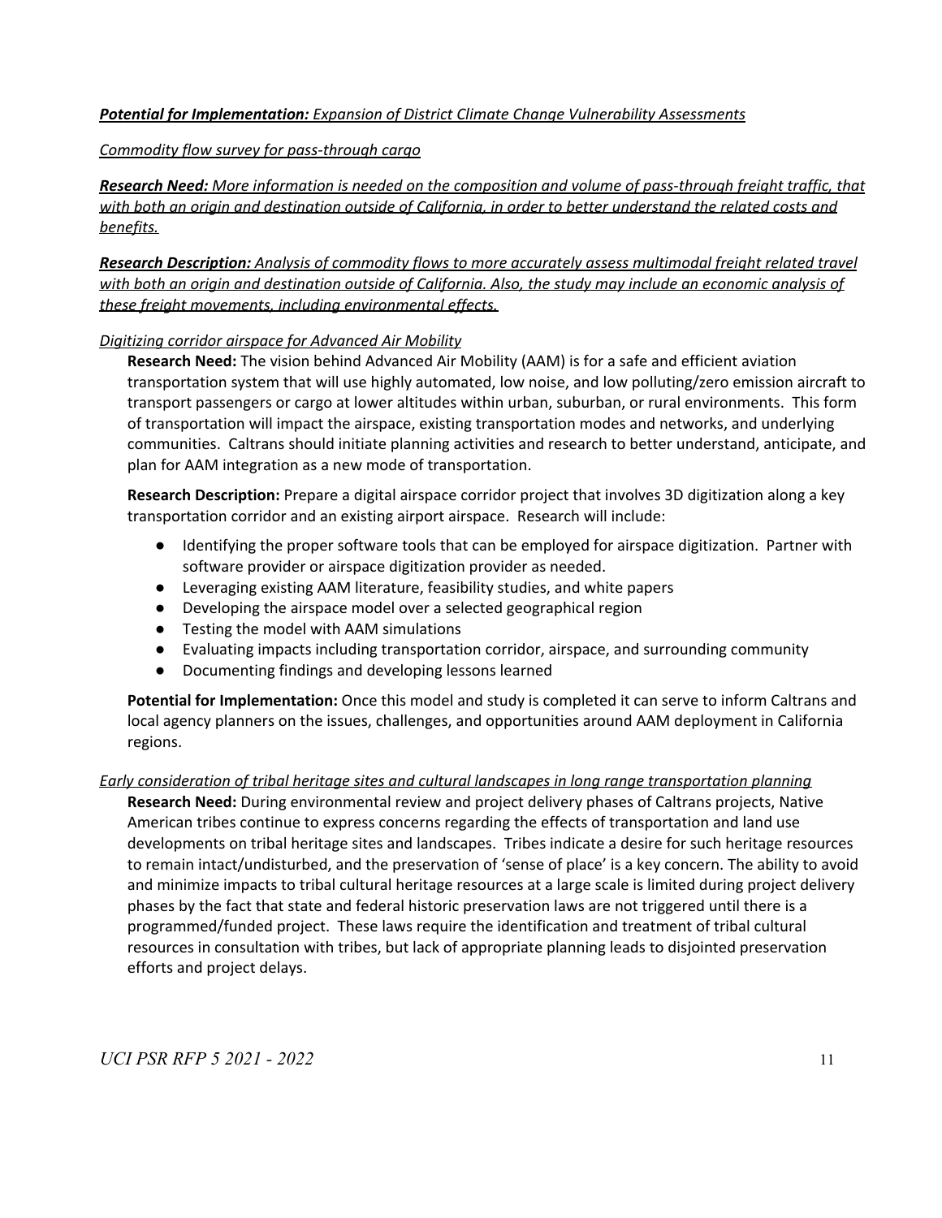***Potential for Implementation:*** *Expansion of District Climate Change Vulnerability Assessments*

*Commodity flow survey for pass-through cargo*

***Research Need:*** *More information is needed on the composition and volume of pass-through freight traffic, that with both an origin and destination outside of California, in order to better understand the related costs and benefits.*

***Research Description:*** *Analysis of commodity flows to more accurately assess multimodal freight related travel with both an origin and destination outside of California. Also, the study may include an economic analysis of these freight movements, including environmental effects.*

*Digitizing corridor airspace for Advanced Air Mobility*

**Research Need:** The vision behind Advanced Air Mobility (AAM) is for a safe and efficient aviation transportation system that will use highly automated, low noise, and low polluting/zero emission aircraft to transport passengers or cargo at lower altitudes within urban, suburban, or rural environments. This form of transportation will impact the airspace, existing transportation modes and networks, and underlying communities. Caltrans should initiate planning activities and research to better understand, anticipate, and plan for AAM integration as a new mode of transportation.

**Research Description:** Prepare a digital airspace corridor project that involves 3D digitization along a key transportation corridor and an existing airport airspace. Research will include:

- Identifying the proper software tools that can be employed for airspace digitization. Partner with software provider or airspace digitization provider as needed.
- Leveraging existing AAM literature, feasibility studies, and white papers
- Developing the airspace model over a selected geographical region
- Testing the model with AAM simulations
- Evaluating impacts including transportation corridor, airspace, and surrounding community
- Documenting findings and developing lessons learned

**Potential for Implementation:** Once this model and study is completed it can serve to inform Caltrans and local agency planners on the issues, challenges, and opportunities around AAM deployment in California regions.

*Early consideration of tribal heritage sites and cultural landscapes in long range transportation planning*

**Research Need:** During environmental review and project delivery phases of Caltrans projects, Native American tribes continue to express concerns regarding the effects of transportation and land use developments on tribal heritage sites and landscapes. Tribes indicate a desire for such heritage resources to remain intact/undisturbed, and the preservation of 'sense of place' is a key concern. The ability to avoid and minimize impacts to tribal cultural heritage resources at a large scale is limited during project delivery phases by the fact that state and federal historic preservation laws are not triggered until there is a programmed/funded project. These laws require the identification and treatment of tribal cultural resources in consultation with tribes, but lack of appropriate planning leads to disjointed preservation efforts and project delays.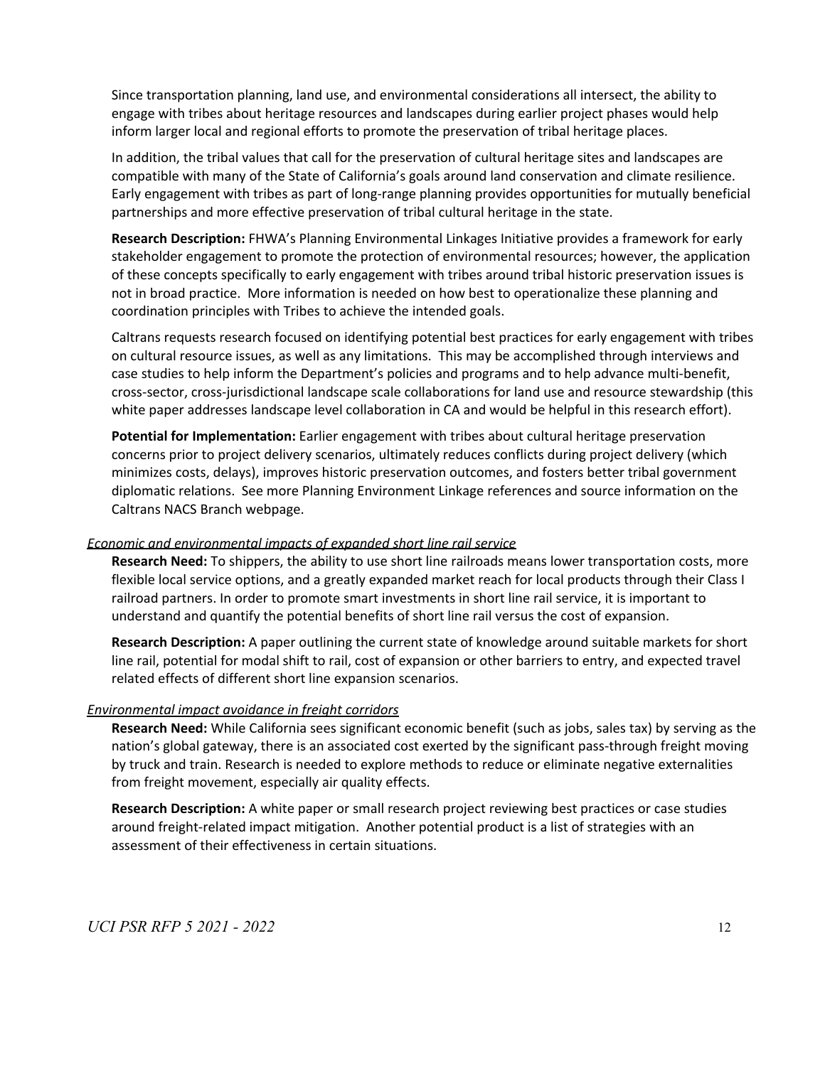Since transportation planning, land use, and environmental considerations all intersect, the ability to engage with tribes about heritage resources and landscapes during earlier project phases would help inform larger local and regional efforts to promote the preservation of tribal heritage places.

In addition, the tribal values that call for the preservation of cultural heritage sites and landscapes are compatible with many of the State of California's goals around land conservation and climate resilience. Early engagement with tribes as part of long-range planning provides opportunities for mutually beneficial partnerships and more effective preservation of tribal cultural heritage in the state.

**Research Description:** FHWA's Planning Environmental Linkages Initiative provides a framework for early stakeholder engagement to promote the protection of environmental resources; however, the application of these concepts specifically to early engagement with tribes around tribal historic preservation issues is not in broad practice. More information is needed on how best to operationalize these planning and coordination principles with Tribes to achieve the intended goals.

Caltrans requests research focused on identifying potential best practices for early engagement with tribes on cultural resource issues, as well as any limitations. This may be accomplished through interviews and case studies to help inform the Department's policies and programs and to help advance multi-benefit, cross-sector, cross-jurisdictional landscape scale collaborations for land use and resource stewardship (this white paper addresses landscape level collaboration in CA and would be helpful in this research effort).

**Potential for Implementation:** Earlier engagement with tribes about cultural heritage preservation concerns prior to project delivery scenarios, ultimately reduces conflicts during project delivery (which minimizes costs, delays), improves historic preservation outcomes, and fosters better tribal government diplomatic relations. See more Planning Environment Linkage references and source information on the Caltrans NACS Branch webpage.

*Economic and environmental impacts of expanded short line rail service*

**Research Need:** To shippers, the ability to use short line railroads means lower transportation costs, more flexible local service options, and a greatly expanded market reach for local products through their Class I railroad partners. In order to promote smart investments in short line rail service, it is important to understand and quantify the potential benefits of short line rail versus the cost of expansion.

**Research Description:** A paper outlining the current state of knowledge around suitable markets for short line rail, potential for modal shift to rail, cost of expansion or other barriers to entry, and expected travel related effects of different short line expansion scenarios.

*Environmental impact avoidance in freight corridors*

**Research Need:** While California sees significant economic benefit (such as jobs, sales tax) by serving as the nation's global gateway, there is an associated cost exerted by the significant pass-through freight moving by truck and train. Research is needed to explore methods to reduce or eliminate negative externalities from freight movement, especially air quality effects.

**Research Description:** A white paper or small research project reviewing best practices or case studies around freight-related impact mitigation. Another potential product is a list of strategies with an assessment of their effectiveness in certain situations.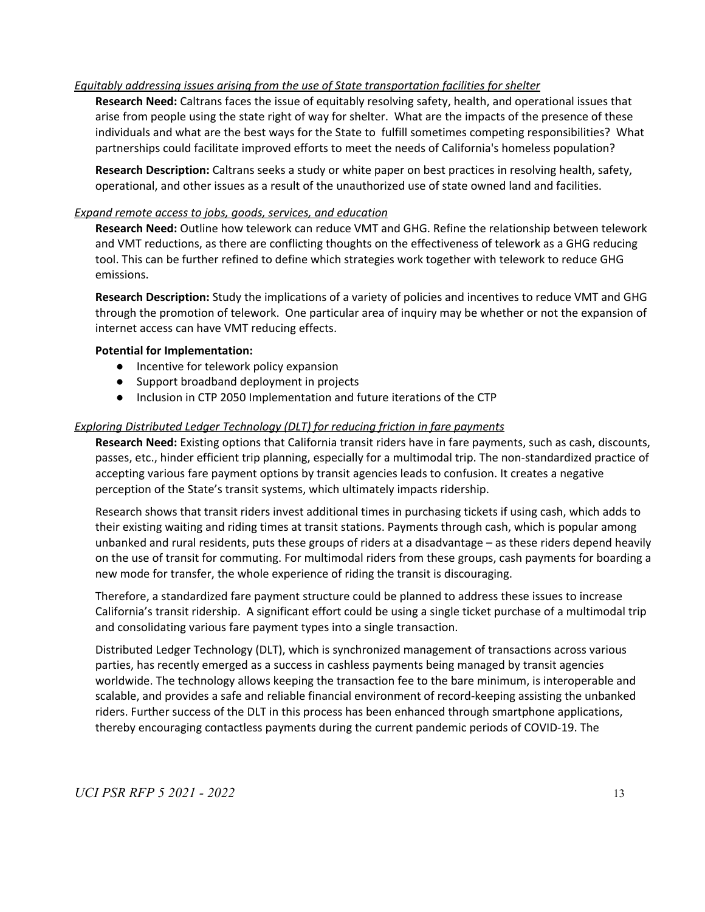*Equitably addressing issues arising from the use of State transportation facilities for shelter*

**Research Need:** Caltrans faces the issue of equitably resolving safety, health, and operational issues that arise from people using the state right of way for shelter. What are the impacts of the presence of these individuals and what are the best ways for the State to fulfill sometimes competing responsibilities? What partnerships could facilitate improved efforts to meet the needs of California's homeless population?

**Research Description:** Caltrans seeks a study or white paper on best practices in resolving health, safety, operational, and other issues as a result of the unauthorized use of state owned land and facilities.

*Expand remote access to jobs, goods, services, and education*

**Research Need:** Outline how telework can reduce VMT and GHG. Refine the relationship between telework and VMT reductions, as there are conflicting thoughts on the effectiveness of telework as a GHG reducing tool. This can be further refined to define which strategies work together with telework to reduce GHG emissions.

**Research Description:** Study the implications of a variety of policies and incentives to reduce VMT and GHG through the promotion of telework. One particular area of inquiry may be whether or not the expansion of internet access can have VMT reducing effects.

**Potential for Implementation:**

- Incentive for telework policy expansion
- Support broadband deployment in projects
- Inclusion in CTP 2050 Implementation and future iterations of the CTP

*Exploring Distributed Ledger Technology (DLT) for reducing friction in fare payments*

**Research Need:** Existing options that California transit riders have in fare payments, such as cash, discounts, passes, etc., hinder efficient trip planning, especially for a multimodal trip. The non-standardized practice of accepting various fare payment options by transit agencies leads to confusion. It creates a negative perception of the State's transit systems, which ultimately impacts ridership.

Research shows that transit riders invest additional times in purchasing tickets if using cash, which adds to their existing waiting and riding times at transit stations. Payments through cash, which is popular among unbanked and rural residents, puts these groups of riders at a disadvantage – as these riders depend heavily on the use of transit for commuting. For multimodal riders from these groups, cash payments for boarding a new mode for transfer, the whole experience of riding the transit is discouraging.

Therefore, a standardized fare payment structure could be planned to address these issues to increase California's transit ridership. A significant effort could be using a single ticket purchase of a multimodal trip and consolidating various fare payment types into a single transaction.

Distributed Ledger Technology (DLT), which is synchronized management of transactions across various parties, has recently emerged as a success in cashless payments being managed by transit agencies worldwide. The technology allows keeping the transaction fee to the bare minimum, is interoperable and scalable, and provides a safe and reliable financial environment of record-keeping assisting the unbanked riders. Further success of the DLT in this process has been enhanced through smartphone applications, thereby encouraging contactless payments during the current pandemic periods of COVID-19. The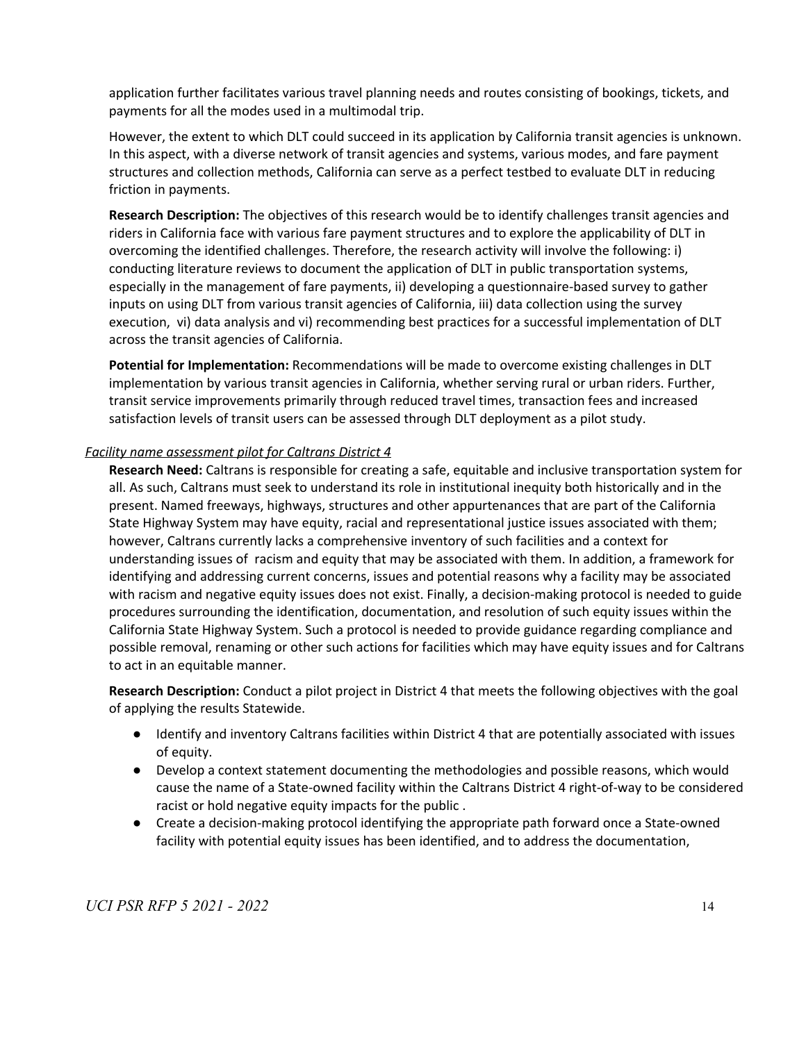application further facilitates various travel planning needs and routes consisting of bookings, tickets, and payments for all the modes used in a multimodal trip.

However, the extent to which DLT could succeed in its application by California transit agencies is unknown. In this aspect, with a diverse network of transit agencies and systems, various modes, and fare payment structures and collection methods, California can serve as a perfect testbed to evaluate DLT in reducing friction in payments.

**Research Description:** The objectives of this research would be to identify challenges transit agencies and riders in California face with various fare payment structures and to explore the applicability of DLT in overcoming the identified challenges. Therefore, the research activity will involve the following: i) conducting literature reviews to document the application of DLT in public transportation systems, especially in the management of fare payments, ii) developing a questionnaire-based survey to gather inputs on using DLT from various transit agencies of California, iii) data collection using the survey execution, vi) data analysis and vi) recommending best practices for a successful implementation of DLT across the transit agencies of California.

**Potential for Implementation:** Recommendations will be made to overcome existing challenges in DLT implementation by various transit agencies in California, whether serving rural or urban riders. Further, transit service improvements primarily through reduced travel times, transaction fees and increased satisfaction levels of transit users can be assessed through DLT deployment as a pilot study.

*Facility name assessment pilot for Caltrans District 4*

**Research Need:** Caltrans is responsible for creating a safe, equitable and inclusive transportation system for all. As such, Caltrans must seek to understand its role in institutional inequity both historically and in the present. Named freeways, highways, structures and other appurtenances that are part of the California State Highway System may have equity, racial and representational justice issues associated with them; however, Caltrans currently lacks a comprehensive inventory of such facilities and a context for understanding issues of racism and equity that may be associated with them. In addition, a framework for identifying and addressing current concerns, issues and potential reasons why a facility may be associated with racism and negative equity issues does not exist. Finally, a decision-making protocol is needed to guide procedures surrounding the identification, documentation, and resolution of such equity issues within the California State Highway System. Such a protocol is needed to provide guidance regarding compliance and possible removal, renaming or other such actions for facilities which may have equity issues and for Caltrans to act in an equitable manner.

**Research Description:** Conduct a pilot project in District 4 that meets the following objectives with the goal of applying the results Statewide.

- Identify and inventory Caltrans facilities within District 4 that are potentially associated with issues of equity.
- Develop a context statement documenting the methodologies and possible reasons, which would cause the name of a State-owned facility within the Caltrans District 4 right-of-way to be considered racist or hold negative equity impacts for the public .
- Create a decision-making protocol identifying the appropriate path forward once a State-owned facility with potential equity issues has been identified, and to address the documentation,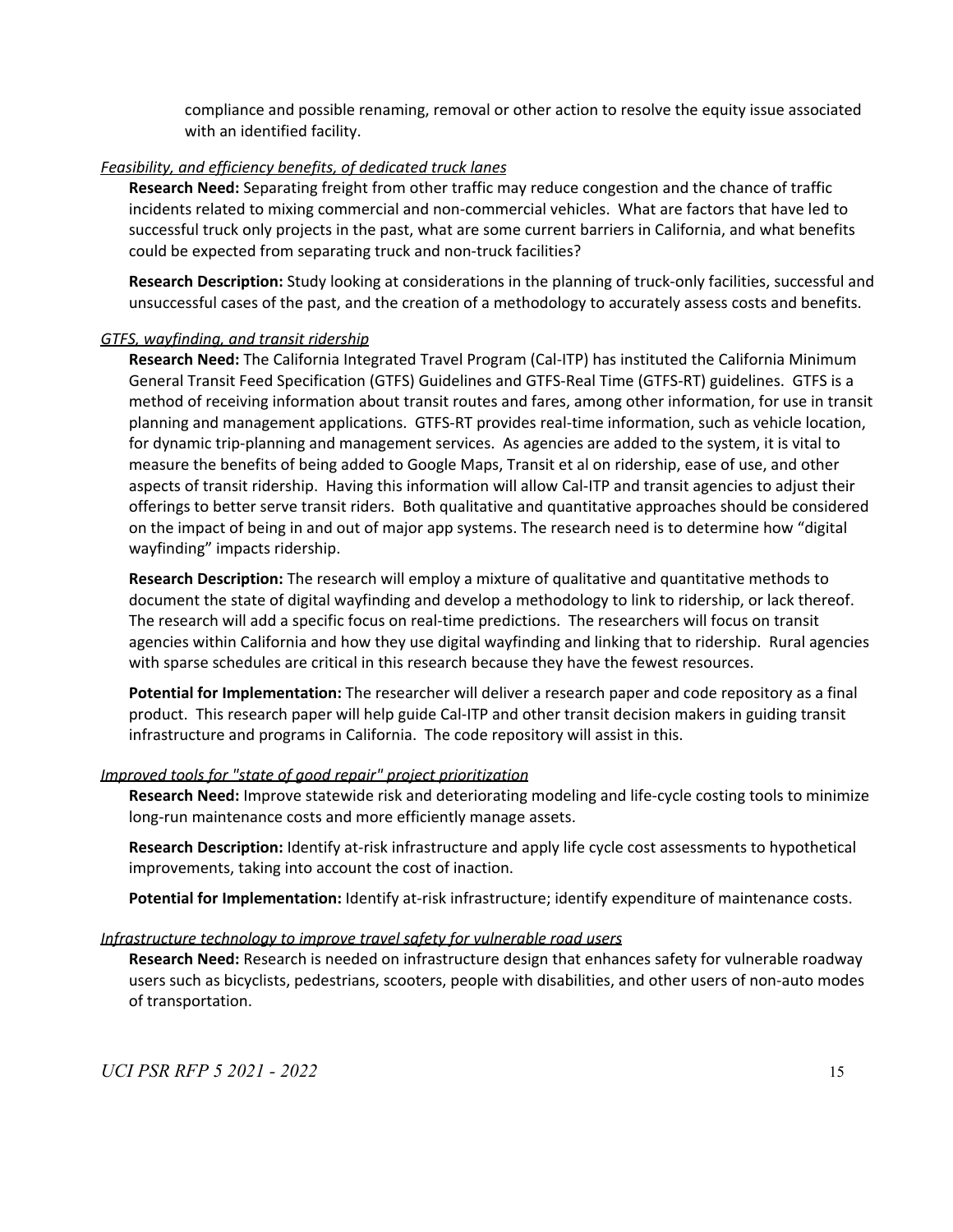compliance and possible renaming, removal or other action to resolve the equity issue associated with an identified facility.

*Feasibility, and efficiency benefits, of dedicated truck lanes*

**Research Need:** Separating freight from other traffic may reduce congestion and the chance of traffic incidents related to mixing commercial and non-commercial vehicles. What are factors that have led to successful truck only projects in the past, what are some current barriers in California, and what benefits could be expected from separating truck and non-truck facilities?

**Research Description:** Study looking at considerations in the planning of truck-only facilities, successful and unsuccessful cases of the past, and the creation of a methodology to accurately assess costs and benefits.

*GTFS, wayfinding, and transit ridership*

**Research Need:** The California Integrated Travel Program (Cal-ITP) has instituted the California Minimum General Transit Feed Specification (GTFS) Guidelines and GTFS-Real Time (GTFS-RT) guidelines. GTFS is a method of receiving information about transit routes and fares, among other information, for use in transit planning and management applications. GTFS-RT provides real-time information, such as vehicle location, for dynamic trip-planning and management services. As agencies are added to the system, it is vital to measure the benefits of being added to Google Maps, Transit et al on ridership, ease of use, and other aspects of transit ridership. Having this information will allow Cal-ITP and transit agencies to adjust their offerings to better serve transit riders. Both qualitative and quantitative approaches should be considered on the impact of being in and out of major app systems. The research need is to determine how "digital wayfinding" impacts ridership.

**Research Description:** The research will employ a mixture of qualitative and quantitative methods to document the state of digital wayfinding and develop a methodology to link to ridership, or lack thereof. The research will add a specific focus on real-time predictions. The researchers will focus on transit agencies within California and how they use digital wayfinding and linking that to ridership. Rural agencies with sparse schedules are critical in this research because they have the fewest resources.

**Potential for Implementation:** The researcher will deliver a research paper and code repository as a final product. This research paper will help guide Cal-ITP and other transit decision makers in guiding transit infrastructure and programs in California. The code repository will assist in this.

*Improved tools for "state of good repair" project prioritization*

**Research Need:** Improve statewide risk and deteriorating modeling and life-cycle costing tools to minimize long-run maintenance costs and more efficiently manage assets.

**Research Description:** Identify at-risk infrastructure and apply life cycle cost assessments to hypothetical improvements, taking into account the cost of inaction.

**Potential for Implementation:** Identify at-risk infrastructure; identify expenditure of maintenance costs.

*Infrastructure technology to improve travel safety for vulnerable road users*

**Research Need:** Research is needed on infrastructure design that enhances safety for vulnerable roadway users such as bicyclists, pedestrians, scooters, people with disabilities, and other users of non-auto modes of transportation.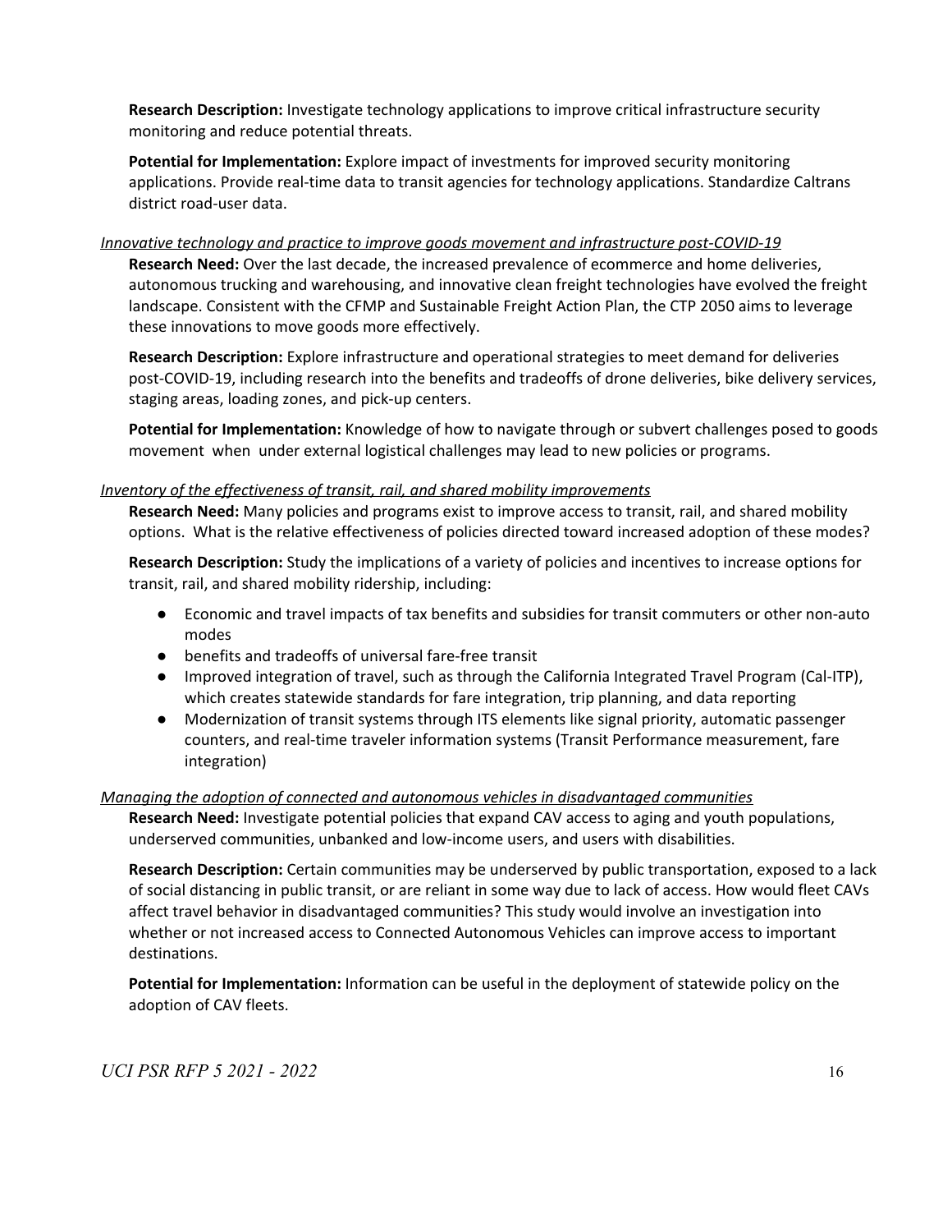**Research Description:** Investigate technology applications to improve critical infrastructure security monitoring and reduce potential threats.

**Potential for Implementation:** Explore impact of investments for improved security monitoring applications. Provide real-time data to transit agencies for technology applications. Standardize Caltrans district road-user data.

*Innovative technology and practice to improve goods movement and infrastructure post-COVID-19*

**Research Need:** Over the last decade, the increased prevalence of ecommerce and home deliveries, autonomous trucking and warehousing, and innovative clean freight technologies have evolved the freight landscape. Consistent with the CFMP and Sustainable Freight Action Plan, the CTP 2050 aims to leverage these innovations to move goods more effectively.

**Research Description:** Explore infrastructure and operational strategies to meet demand for deliveries post-COVID-19, including research into the benefits and tradeoffs of drone deliveries, bike delivery services, staging areas, loading zones, and pick-up centers.

**Potential for Implementation:** Knowledge of how to navigate through or subvert challenges posed to goods movement when under external logistical challenges may lead to new policies or programs.

*Inventory of the effectiveness of transit, rail, and shared mobility improvements*

**Research Need:** Many policies and programs exist to improve access to transit, rail, and shared mobility options. What is the relative effectiveness of policies directed toward increased adoption of these modes?

**Research Description:** Study the implications of a variety of policies and incentives to increase options for transit, rail, and shared mobility ridership, including:

- Economic and travel impacts of tax benefits and subsidies for transit commuters or other non-auto modes
- benefits and tradeoffs of universal fare-free transit
- Improved integration of travel, such as through the California Integrated Travel Program (Cal-ITP), which creates statewide standards for fare integration, trip planning, and data reporting
- Modernization of transit systems through ITS elements like signal priority, automatic passenger counters, and real-time traveler information systems (Transit Performance measurement, fare integration)

*Managing the adoption of connected and autonomous vehicles in disadvantaged communities*

**Research Need:** Investigate potential policies that expand CAV access to aging and youth populations, underserved communities, unbanked and low-income users, and users with disabilities.

**Research Description:** Certain communities may be underserved by public transportation, exposed to a lack of social distancing in public transit, or are reliant in some way due to lack of access. How would fleet CAVs affect travel behavior in disadvantaged communities? This study would involve an investigation into whether or not increased access to Connected Autonomous Vehicles can improve access to important destinations.

**Potential for Implementation:** Information can be useful in the deployment of statewide policy on the adoption of CAV fleets.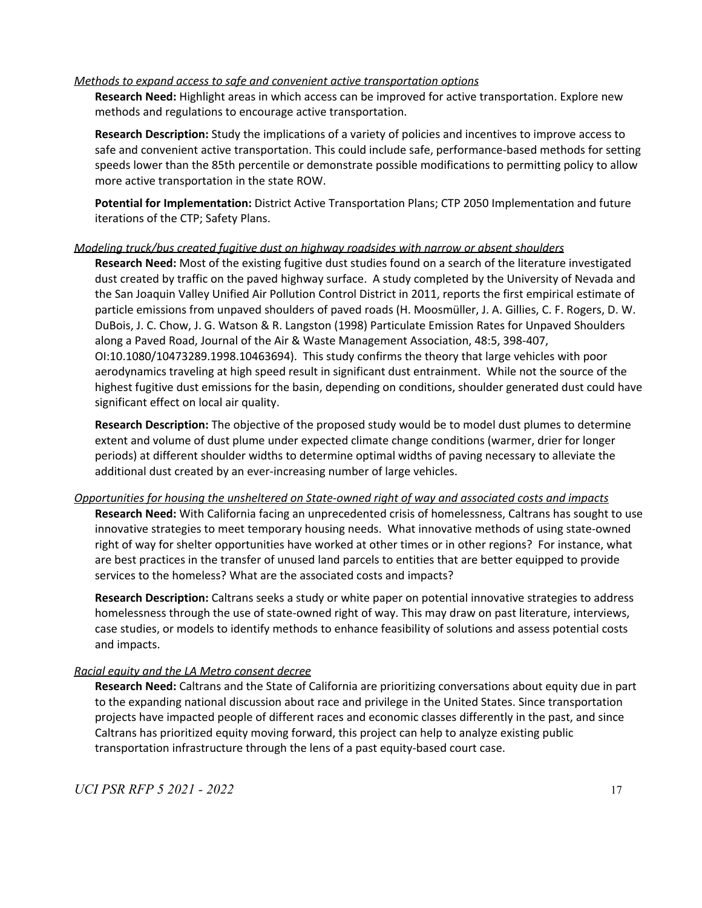*Methods to expand access to safe and convenient active transportation options*

**Research Need:** Highlight areas in which access can be improved for active transportation. Explore new methods and regulations to encourage active transportation.

**Research Description:** Study the implications of a variety of policies and incentives to improve access to safe and convenient active transportation. This could include safe, performance-based methods for setting speeds lower than the 85th percentile or demonstrate possible modifications to permitting policy to allow more active transportation in the state ROW.

**Potential for Implementation:** District Active Transportation Plans; CTP 2050 Implementation and future iterations of the CTP; Safety Plans.

*Modeling truck/bus created fugitive dust on highway roadsides with narrow or absent shoulders*

**Research Need:** Most of the existing fugitive dust studies found on a search of the literature investigated dust created by traffic on the paved highway surface. A study completed by the University of Nevada and the San Joaquin Valley Unified Air Pollution Control District in 2011, reports the first empirical estimate of particle emissions from unpaved shoulders of paved roads (H. Moosmüller, J. A. Gillies, C. F. Rogers, D. W. DuBois, J. C. Chow, J. G. Watson & R. Langston (1998) Particulate Emission Rates for Unpaved Shoulders along a Paved Road, Journal of the Air & Waste Management Association, 48:5, 398-407, OI:10.1080/10473289.1998.10463694). This study confirms the theory that large vehicles with poor aerodynamics traveling at high speed result in significant dust entrainment. While not the source of the highest fugitive dust emissions for the basin, depending on conditions, shoulder generated dust could have significant effect on local air quality.

**Research Description:** The objective of the proposed study would be to model dust plumes to determine extent and volume of dust plume under expected climate change conditions (warmer, drier for longer periods) at different shoulder widths to determine optimal widths of paving necessary to alleviate the additional dust created by an ever-increasing number of large vehicles.

*Opportunities for housing the unsheltered on State-owned right of way and associated costs and impacts*

**Research Need:** With California facing an unprecedented crisis of homelessness, Caltrans has sought to use innovative strategies to meet temporary housing needs. What innovative methods of using state-owned right of way for shelter opportunities have worked at other times or in other regions? For instance, what are best practices in the transfer of unused land parcels to entities that are better equipped to provide services to the homeless? What are the associated costs and impacts?

**Research Description:** Caltrans seeks a study or white paper on potential innovative strategies to address homelessness through the use of state-owned right of way. This may draw on past literature, interviews, case studies, or models to identify methods to enhance feasibility of solutions and assess potential costs and impacts.

*Racial equity and the LA Metro consent decree*

**Research Need:** Caltrans and the State of California are prioritizing conversations about equity due in part to the expanding national discussion about race and privilege in the United States. Since transportation projects have impacted people of different races and economic classes differently in the past, and since Caltrans has prioritized equity moving forward, this project can help to analyze existing public transportation infrastructure through the lens of a past equity-based court case.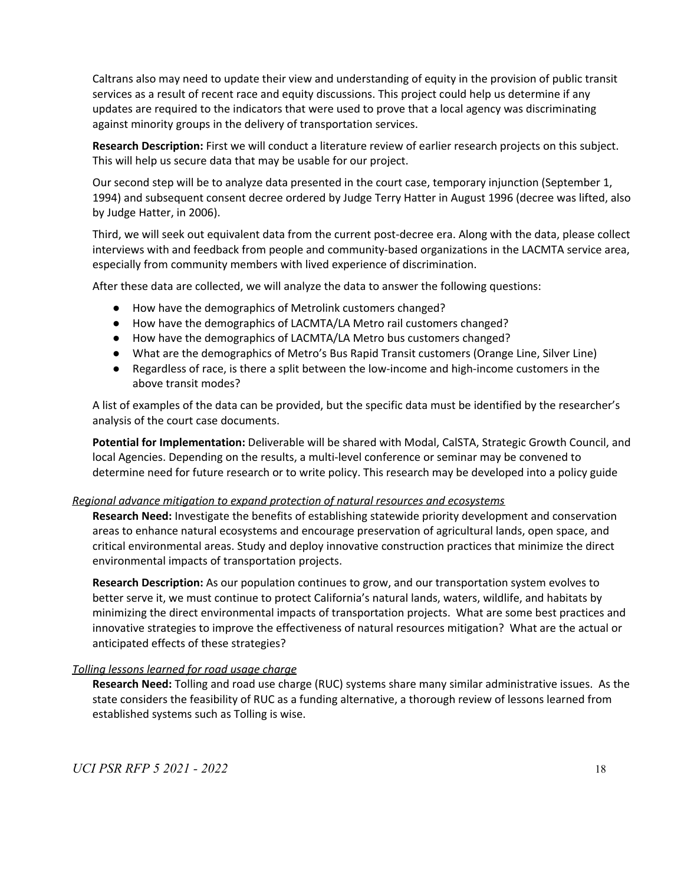Caltrans also may need to update their view and understanding of equity in the provision of public transit services as a result of recent race and equity discussions. This project could help us determine if any updates are required to the indicators that were used to prove that a local agency was discriminating against minority groups in the delivery of transportation services.

**Research Description:** First we will conduct a literature review of earlier research projects on this subject. This will help us secure data that may be usable for our project.

Our second step will be to analyze data presented in the court case, temporary injunction (September 1, 1994) and subsequent consent decree ordered by Judge Terry Hatter in August 1996 (decree was lifted, also by Judge Hatter, in 2006).

Third, we will seek out equivalent data from the current post-decree era. Along with the data, please collect interviews with and feedback from people and community-based organizations in the LACMTA service area, especially from community members with lived experience of discrimination.

After these data are collected, we will analyze the data to answer the following questions:

- How have the demographics of Metrolink customers changed?
- How have the demographics of LACMTA/LA Metro rail customers changed?
- How have the demographics of LACMTA/LA Metro bus customers changed?
- What are the demographics of Metro's Bus Rapid Transit customers (Orange Line, Silver Line)
- Regardless of race, is there a split between the low-income and high-income customers in the above transit modes?

A list of examples of the data can be provided, but the specific data must be identified by the researcher's analysis of the court case documents.

**Potential for Implementation:** Deliverable will be shared with Modal, CalSTA, Strategic Growth Council, and local Agencies. Depending on the results, a multi-level conference or seminar may be convened to determine need for future research or to write policy. This research may be developed into a policy guide

*Regional advance mitigation to expand protection of natural resources and ecosystems*

**Research Need:** Investigate the benefits of establishing statewide priority development and conservation areas to enhance natural ecosystems and encourage preservation of agricultural lands, open space, and critical environmental areas. Study and deploy innovative construction practices that minimize the direct environmental impacts of transportation projects.

**Research Description:** As our population continues to grow, and our transportation system evolves to better serve it, we must continue to protect California's natural lands, waters, wildlife, and habitats by minimizing the direct environmental impacts of transportation projects. What are some best practices and innovative strategies to improve the effectiveness of natural resources mitigation? What are the actual or anticipated effects of these strategies?

*Tolling lessons learned for road usage charge*

**Research Need:** Tolling and road use charge (RUC) systems share many similar administrative issues. As the state considers the feasibility of RUC as a funding alternative, a thorough review of lessons learned from established systems such as Tolling is wise.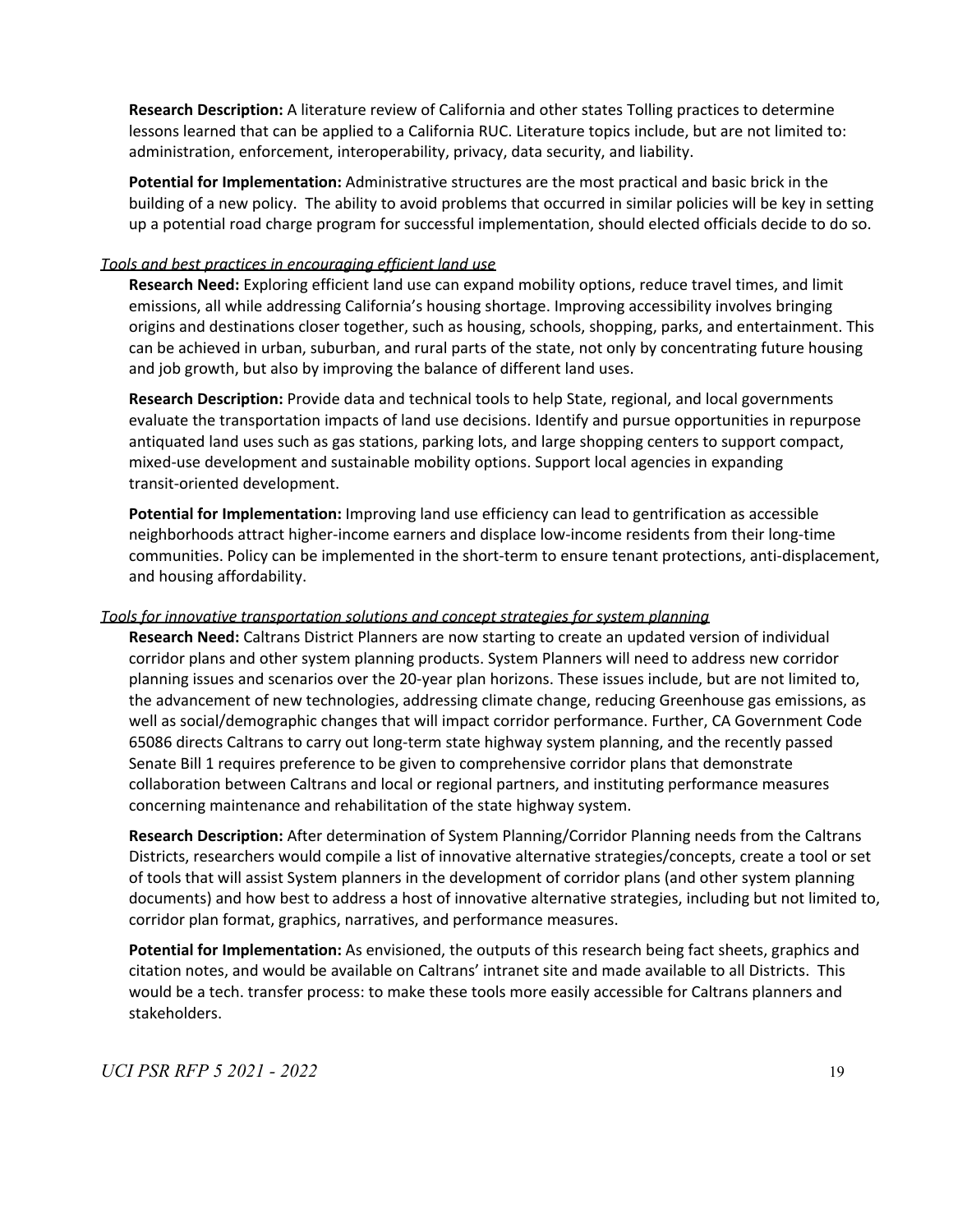**Research Description:** A literature review of California and other states Tolling practices to determine lessons learned that can be applied to a California RUC. Literature topics include, but are not limited to: administration, enforcement, interoperability, privacy, data security, and liability.

**Potential for Implementation:** Administrative structures are the most practical and basic brick in the building of a new policy. The ability to avoid problems that occurred in similar policies will be key in setting up a potential road charge program for successful implementation, should elected officials decide to do so.

*Tools and best practices in encouraging efficient land use*

**Research Need:** Exploring efficient land use can expand mobility options, reduce travel times, and limit emissions, all while addressing California's housing shortage. Improving accessibility involves bringing origins and destinations closer together, such as housing, schools, shopping, parks, and entertainment. This can be achieved in urban, suburban, and rural parts of the state, not only by concentrating future housing and job growth, but also by improving the balance of different land uses.

**Research Description:** Provide data and technical tools to help State, regional, and local governments evaluate the transportation impacts of land use decisions. Identify and pursue opportunities in repurpose antiquated land uses such as gas stations, parking lots, and large shopping centers to support compact, mixed-use development and sustainable mobility options. Support local agencies in expanding transit-oriented development.

**Potential for Implementation:** Improving land use efficiency can lead to gentrification as accessible neighborhoods attract higher-income earners and displace low-income residents from their long-time communities. Policy can be implemented in the short-term to ensure tenant protections, anti-displacement, and housing affordability.

*Tools for innovative transportation solutions and concept strategies for system planning*

**Research Need:** Caltrans District Planners are now starting to create an updated version of individual corridor plans and other system planning products. System Planners will need to address new corridor planning issues and scenarios over the 20-year plan horizons. These issues include, but are not limited to, the advancement of new technologies, addressing climate change, reducing Greenhouse gas emissions, as well as social/demographic changes that will impact corridor performance. Further, CA Government Code 65086 directs Caltrans to carry out long-term state highway system planning, and the recently passed Senate Bill 1 requires preference to be given to comprehensive corridor plans that demonstrate collaboration between Caltrans and local or regional partners, and instituting performance measures concerning maintenance and rehabilitation of the state highway system.

**Research Description:** After determination of System Planning/Corridor Planning needs from the Caltrans Districts, researchers would compile a list of innovative alternative strategies/concepts, create a tool or set of tools that will assist System planners in the development of corridor plans (and other system planning documents) and how best to address a host of innovative alternative strategies, including but not limited to, corridor plan format, graphics, narratives, and performance measures.

**Potential for Implementation:** As envisioned, the outputs of this research being fact sheets, graphics and citation notes, and would be available on Caltrans' intranet site and made available to all Districts. This would be a tech. transfer process: to make these tools more easily accessible for Caltrans planners and stakeholders.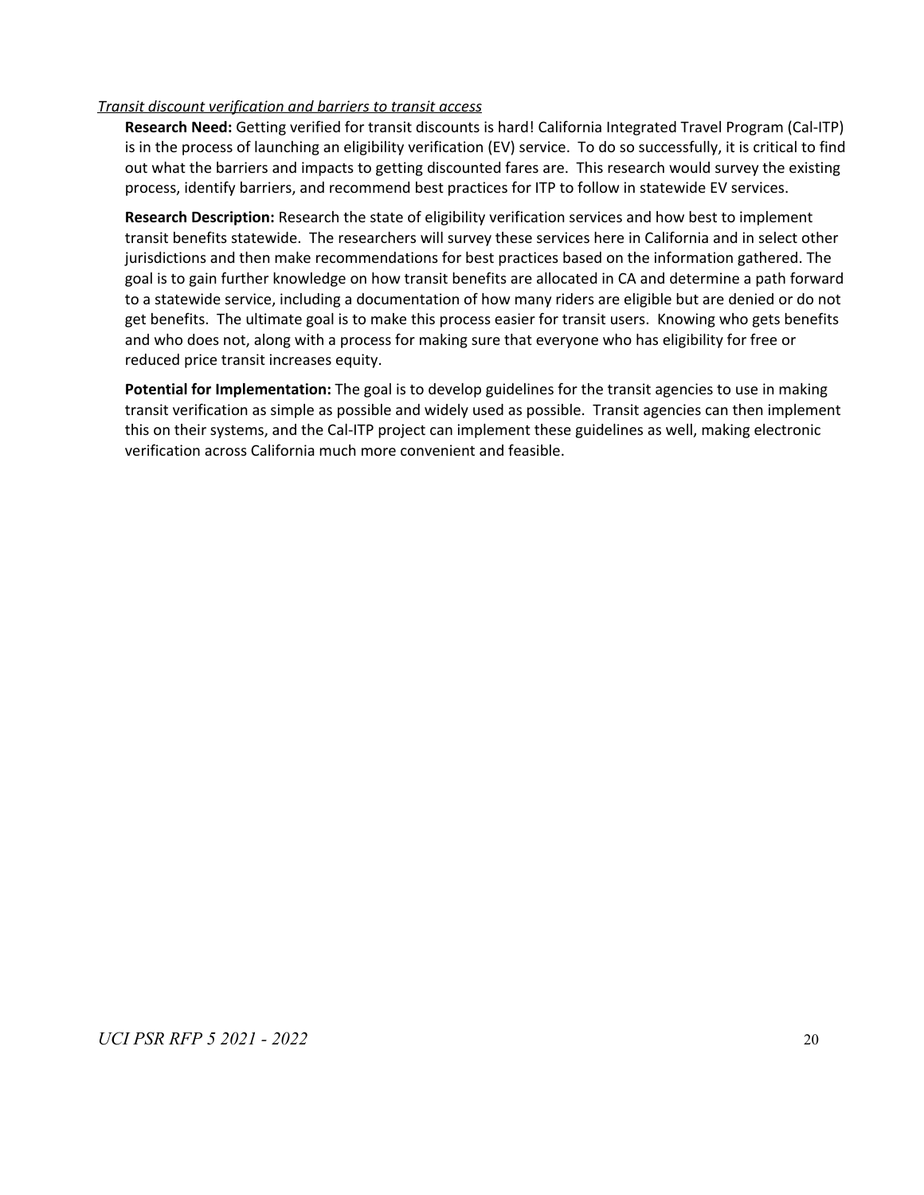*<u>Transit discount verification and barriers to transit access</u>*

**Research Need:** Getting verified for transit discounts is hard! California Integrated Travel Program (Cal-ITP) is in the process of launching an eligibility verification (EV) service. To do so successfully, it is critical to find out what the barriers and impacts to getting discounted fares are. This research would survey the existing process, identify barriers, and recommend best practices for ITP to follow in statewide EV services.

**Research Description:** Research the state of eligibility verification services and how best to implement transit benefits statewide. The researchers will survey these services here in California and in select other jurisdictions and then make recommendations for best practices based on the information gathered. The goal is to gain further knowledge on how transit benefits are allocated in CA and determine a path forward to a statewide service, including a documentation of how many riders are eligible but are denied or do not get benefits. The ultimate goal is to make this process easier for transit users. Knowing who gets benefits and who does not, along with a process for making sure that everyone who has eligibility for free or reduced price transit increases equity.

**Potential for Implementation:** The goal is to develop guidelines for the transit agencies to use in making transit verification as simple as possible and widely used as possible. Transit agencies can then implement this on their systems, and the Cal-ITP project can implement these guidelines as well, making electronic verification across California much more convenient and feasible.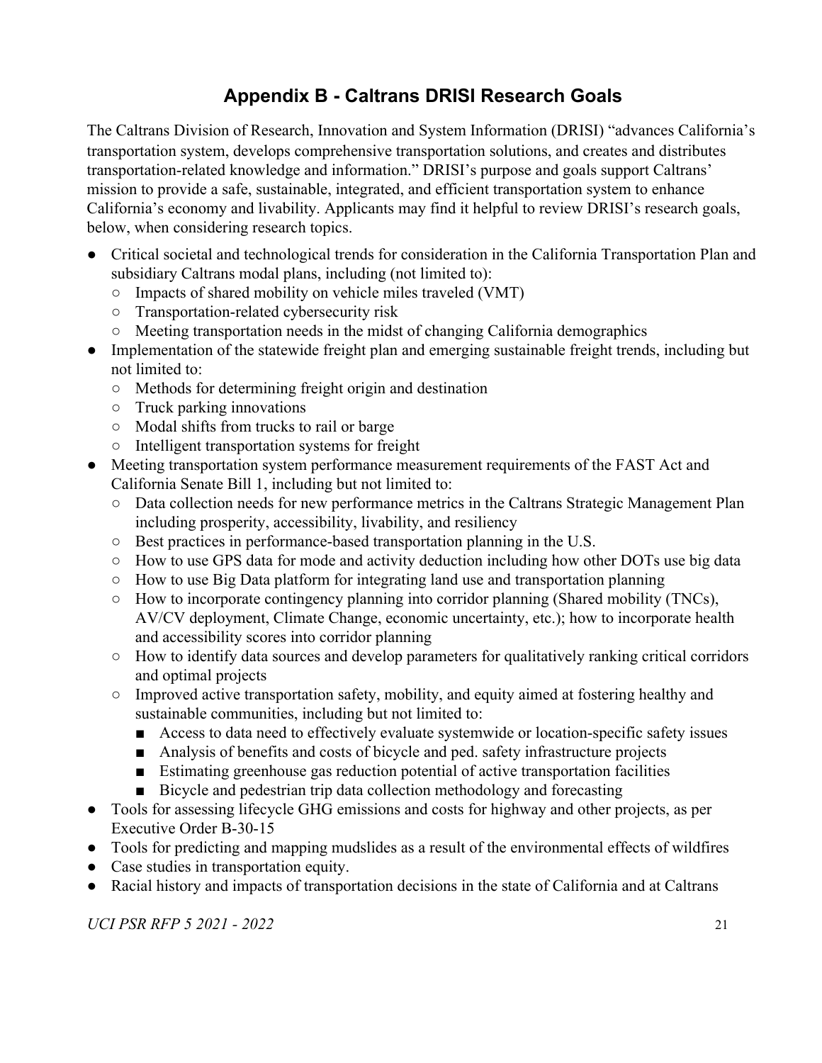# Appendix B - Caltrans DRISI Research Goals

The Caltrans Division of Research, Innovation and System Information (DRISI) "advances California's transportation system, develops comprehensive transportation solutions, and creates and distributes transportation-related knowledge and information." DRISI's purpose and goals support Caltrans' mission to provide a safe, sustainable, integrated, and efficient transportation system to enhance California's economy and livability. Applicants may find it helpful to review DRISI's research goals, below, when considering research topics.

- Critical societal and technological trends for consideration in the California Transportation Plan and subsidiary Caltrans modal plans, including (not limited to):
  - Impacts of shared mobility on vehicle miles traveled (VMT)
  - Transportation-related cybersecurity risk
  - Meeting transportation needs in the midst of changing California demographics
- Implementation of the statewide freight plan and emerging sustainable freight trends, including but not limited to:
  - Methods for determining freight origin and destination
  - Truck parking innovations
  - Modal shifts from trucks to rail or barge
  - Intelligent transportation systems for freight
- Meeting transportation system performance measurement requirements of the FAST Act and California Senate Bill 1, including but not limited to:
  - Data collection needs for new performance metrics in the Caltrans Strategic Management Plan including prosperity, accessibility, livability, and resiliency
  - Best practices in performance-based transportation planning in the U.S.
  - How to use GPS data for mode and activity deduction including how other DOTs use big data
  - How to use Big Data platform for integrating land use and transportation planning
  - How to incorporate contingency planning into corridor planning (Shared mobility (TNCs), AV/CV deployment, Climate Change, economic uncertainty, etc.); how to incorporate health and accessibility scores into corridor planning
  - How to identify data sources and develop parameters for qualitatively ranking critical corridors and optimal projects
  - Improved active transportation safety, mobility, and equity aimed at fostering healthy and sustainable communities, including but not limited to:
    - Access to data need to effectively evaluate systemwide or location-specific safety issues
    - Analysis of benefits and costs of bicycle and ped. safety infrastructure projects
    - Estimating greenhouse gas reduction potential of active transportation facilities
    - Bicycle and pedestrian trip data collection methodology and forecasting
- Tools for assessing lifecycle GHG emissions and costs for highway and other projects, as per Executive Order B-30-15
- Tools for predicting and mapping mudslides as a result of the environmental effects of wildfires
- Case studies in transportation equity.
- Racial history and impacts of transportation decisions in the state of California and at Caltrans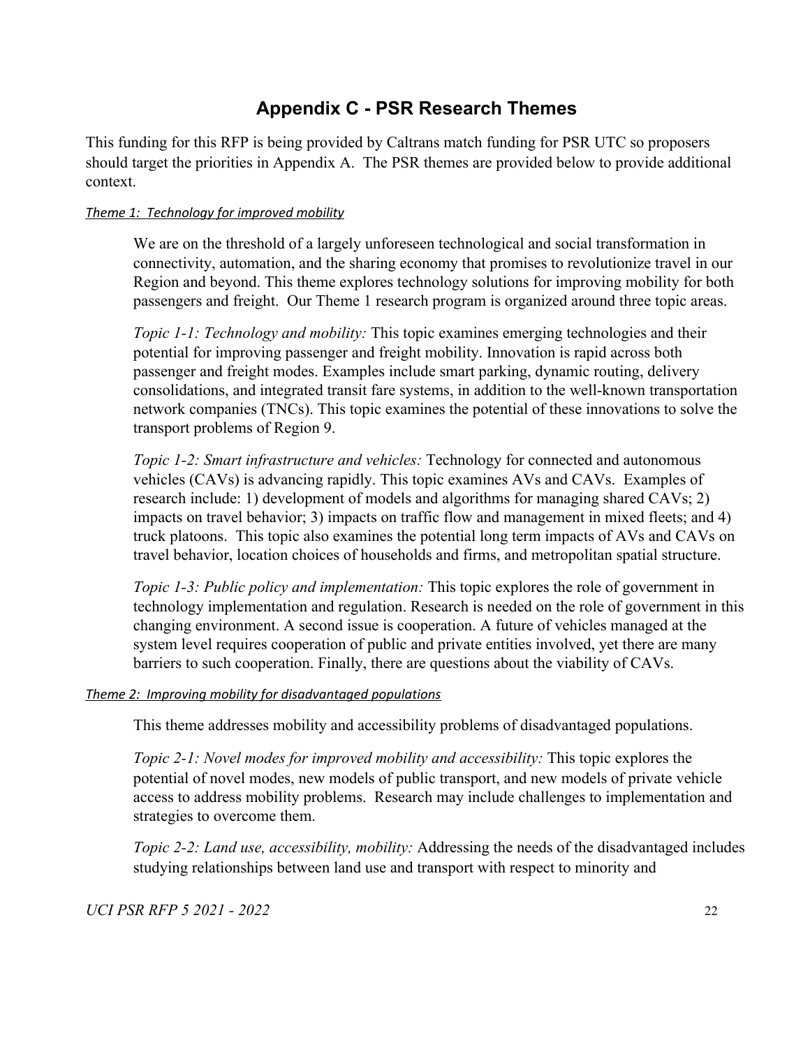# Appendix C - PSR Research Themes

This funding for this RFP is being provided by Caltrans match funding for PSR UTC so proposers should target the priorities in Appendix A. The PSR themes are provided below to provide additional context.

*Theme 1: Technology for improved mobility*

We are on the threshold of a largely unforeseen technological and social transformation in connectivity, automation, and the sharing economy that promises to revolutionize travel in our Region and beyond. This theme explores technology solutions for improving mobility for both passengers and freight. Our Theme 1 research program is organized around three topic areas.

*Topic 1-1: Technology and mobility:* This topic examines emerging technologies and their potential for improving passenger and freight mobility. Innovation is rapid across both passenger and freight modes. Examples include smart parking, dynamic routing, delivery consolidations, and integrated transit fare systems, in addition to the well-known transportation network companies (TNCs). This topic examines the potential of these innovations to solve the transport problems of Region 9.

*Topic 1-2: Smart infrastructure and vehicles:* Technology for connected and autonomous vehicles (CAVs) is advancing rapidly. This topic examines AVs and CAVs. Examples of research include: 1) development of models and algorithms for managing shared CAVs; 2) impacts on travel behavior; 3) impacts on traffic flow and management in mixed fleets; and 4) truck platoons. This topic also examines the potential long term impacts of AVs and CAVs on travel behavior, location choices of households and firms, and metropolitan spatial structure.

*Topic 1-3: Public policy and implementation:* This topic explores the role of government in technology implementation and regulation. Research is needed on the role of government in this changing environment. A second issue is cooperation. A future of vehicles managed at the system level requires cooperation of public and private entities involved, yet there are many barriers to such cooperation. Finally, there are questions about the viability of CAVs.

*Theme 2: Improving mobility for disadvantaged populations*

This theme addresses mobility and accessibility problems of disadvantaged populations.

*Topic 2-1: Novel modes for improved mobility and accessibility:* This topic explores the potential of novel modes, new models of public transport, and new models of private vehicle access to address mobility problems. Research may include challenges to implementation and strategies to overcome them.

*Topic 2-2: Land use, accessibility, mobility:* Addressing the needs of the disadvantaged includes studying relationships between land use and transport with respect to minority and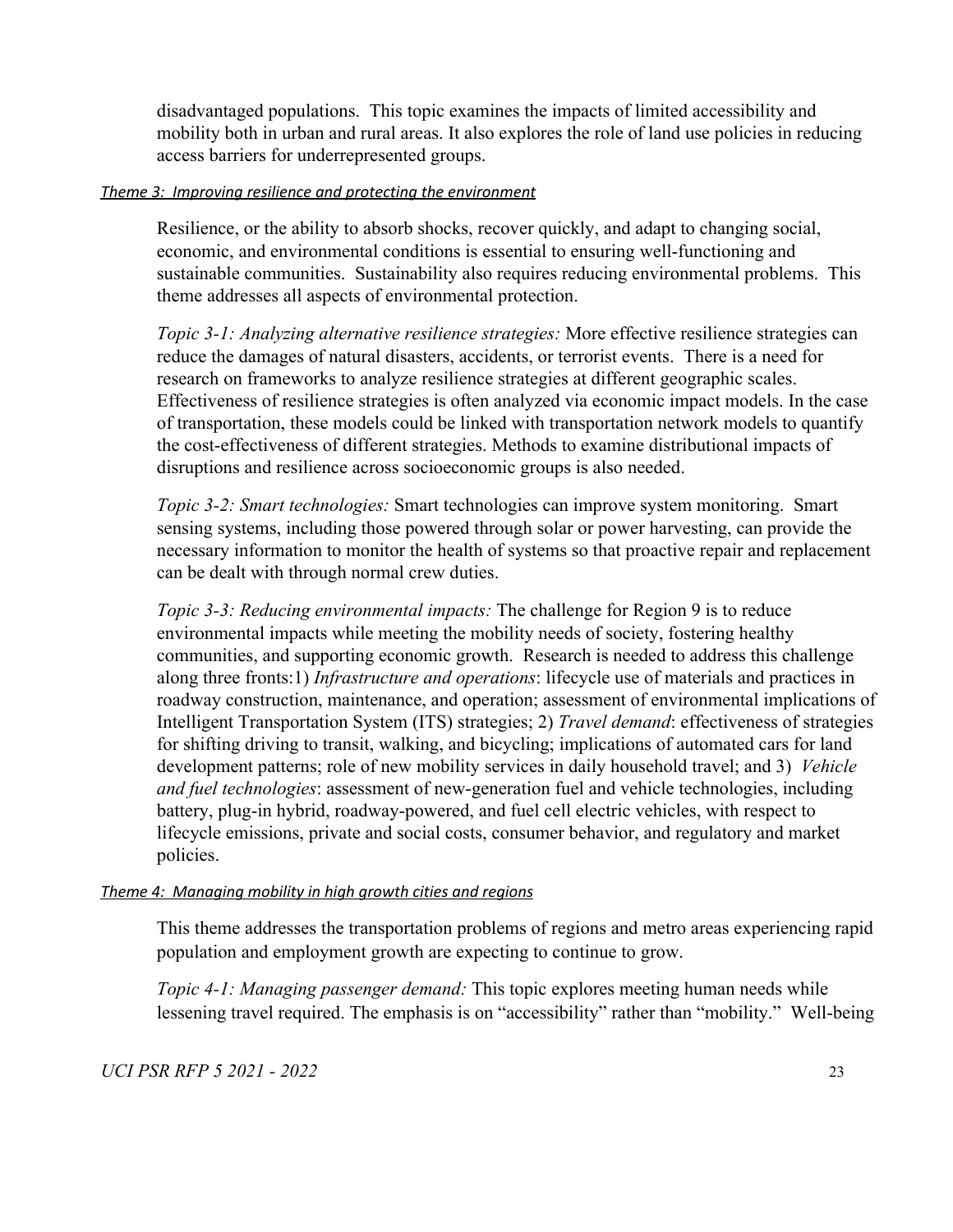disadvantaged populations. This topic examines the impacts of limited accessibility and mobility both in urban and rural areas. It also explores the role of land use policies in reducing access barriers for underrepresented groups.

*Theme 3: Improving resilience and protecting the environment*

Resilience, or the ability to absorb shocks, recover quickly, and adapt to changing social, economic, and environmental conditions is essential to ensuring well-functioning and sustainable communities. Sustainability also requires reducing environmental problems. This theme addresses all aspects of environmental protection.

*Topic 3-1: Analyzing alternative resilience strategies:* More effective resilience strategies can reduce the damages of natural disasters, accidents, or terrorist events. There is a need for research on frameworks to analyze resilience strategies at different geographic scales. Effectiveness of resilience strategies is often analyzed via economic impact models. In the case of transportation, these models could be linked with transportation network models to quantify the cost-effectiveness of different strategies. Methods to examine distributional impacts of disruptions and resilience across socioeconomic groups is also needed.

*Topic 3-2: Smart technologies:* Smart technologies can improve system monitoring. Smart sensing systems, including those powered through solar or power harvesting, can provide the necessary information to monitor the health of systems so that proactive repair and replacement can be dealt with through normal crew duties.

*Topic 3-3: Reducing environmental impacts:* The challenge for Region 9 is to reduce environmental impacts while meeting the mobility needs of society, fostering healthy communities, and supporting economic growth. Research is needed to address this challenge along three fronts:1) *Infrastructure and operations*: lifecycle use of materials and practices in roadway construction, maintenance, and operation; assessment of environmental implications of Intelligent Transportation System (ITS) strategies; 2) *Travel demand*: effectiveness of strategies for shifting driving to transit, walking, and bicycling; implications of automated cars for land development patterns; role of new mobility services in daily household travel; and 3) *Vehicle and fuel technologies*: assessment of new-generation fuel and vehicle technologies, including battery, plug-in hybrid, roadway-powered, and fuel cell electric vehicles, with respect to lifecycle emissions, private and social costs, consumer behavior, and regulatory and market policies.

*Theme 4: Managing mobility in high growth cities and regions*

This theme addresses the transportation problems of regions and metro areas experiencing rapid population and employment growth are expecting to continue to grow.

*Topic 4-1: Managing passenger demand:* This topic explores meeting human needs while lessening travel required. The emphasis is on "accessibility" rather than "mobility." Well-being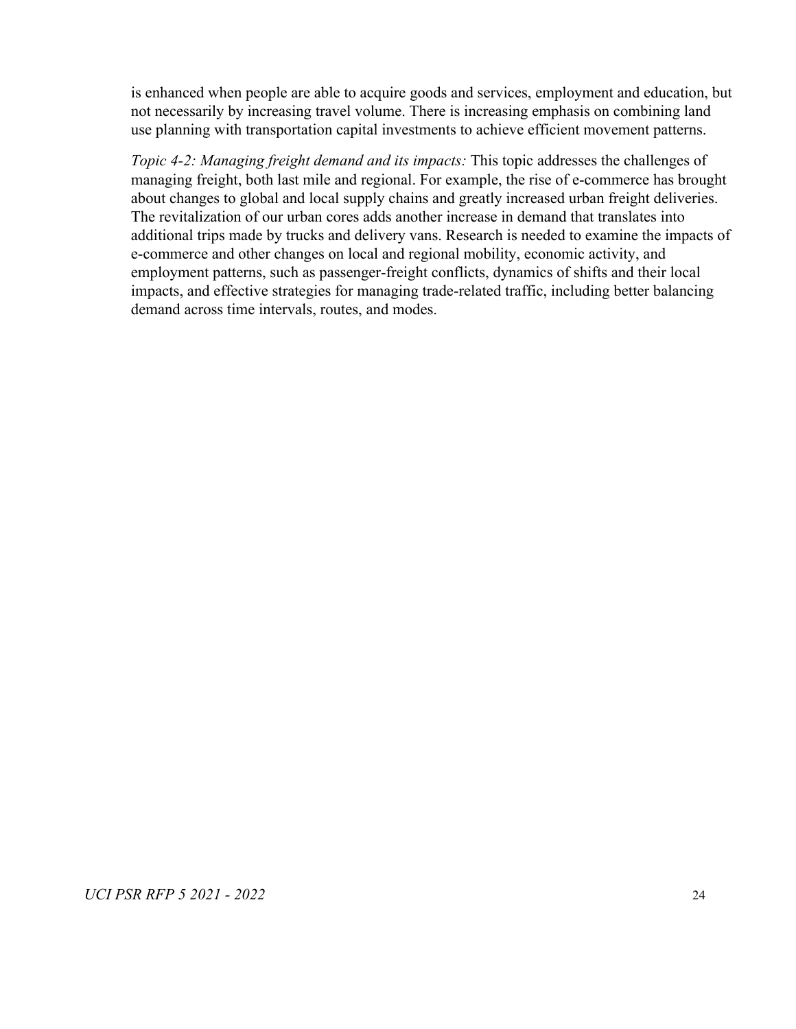is enhanced when people are able to acquire goods and services, employment and education, but not necessarily by increasing travel volume. There is increasing emphasis on combining land use planning with transportation capital investments to achieve efficient movement patterns.

*Topic 4-2: Managing freight demand and its impacts:* This topic addresses the challenges of managing freight, both last mile and regional. For example, the rise of e-commerce has brought about changes to global and local supply chains and greatly increased urban freight deliveries. The revitalization of our urban cores adds another increase in demand that translates into additional trips made by trucks and delivery vans. Research is needed to examine the impacts of e-commerce and other changes on local and regional mobility, economic activity, and employment patterns, such as passenger-freight conflicts, dynamics of shifts and their local impacts, and effective strategies for managing trade-related traffic, including better balancing demand across time intervals, routes, and modes.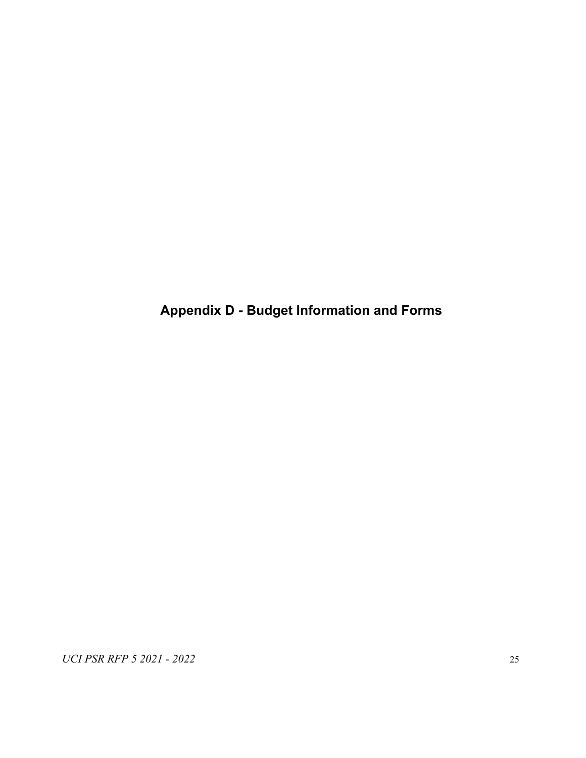# Appendix D - Budget Information and Forms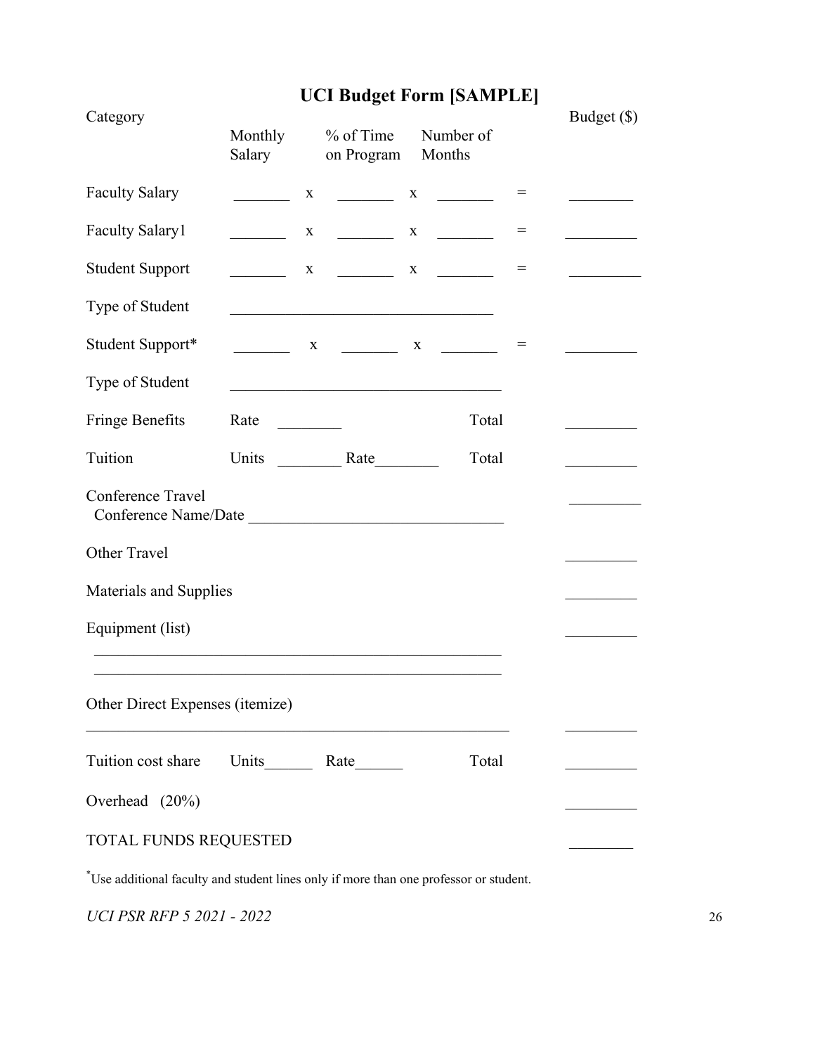# UCI Budget Form [SAMPLE]

| Category | Monthly Salary | | % of Time on Program | | Number of Months | | Budget ($) |
|---|---|---|---|---|---|---|---|
| Faculty Salary | _______ | x | _______ | x | _______ | = | ________ |
| Faculty Salary1 | _______ | x | _______ | x | _______ | = | _________ |
| Student Support | _______ | x | _______ | x | _______ | = | _________ |
| Type of Student | _________________________________ | | | | | | |
| Student Support* | _______ | x | _______ | x | _______ | = | _________ |
| Type of Student | __________________________________ | | | | | | |
| Fringe Benefits | Rate ________ | | | | Total | | _________ |
| Tuition | Units ________ Rate________ | | | | Total | | _________ |
| Conference Travel<br>Conference Name/Date _______________________________ | | | | | | | _________ |
| Other Travel | | | | | | | _________ |
| Materials and Supplies | | | | | | | _________ |
| Equipment (list)<br>_____________________________________________________<br>_____________________________________________________ | | | | | | | _________ |
| Other Direct Expenses (itemize)<br>_____________________________________________________ | | | | | | | _________ |
| Tuition cost share | Units______ Rate______ | | | | Total | | _________ |
| Overhead (20%) | | | | | | | _________ |
| TOTAL FUNDS REQUESTED | | | | | | | ________ |

*Use additional faculty and student lines only if more than one professor or student.

*UCI PSR RFP 5 2021 - 2022*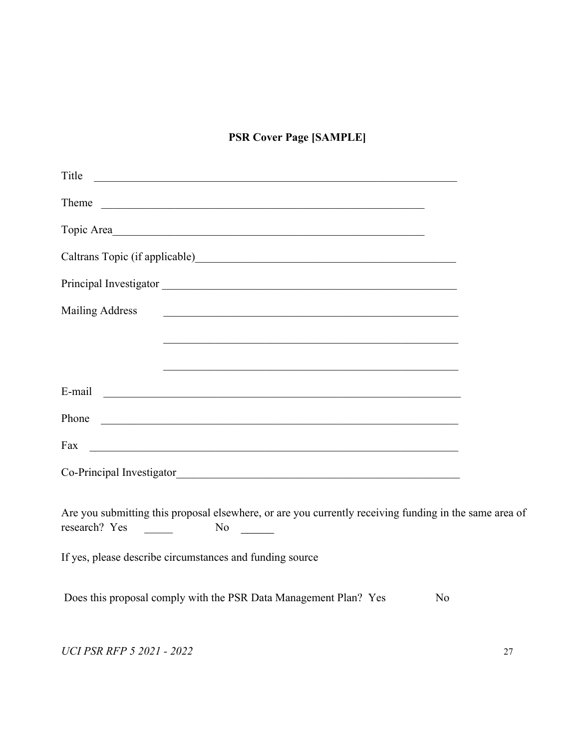## PSR Cover Page [SAMPLE]

Title \_\_\_\_\_\_\_\_\_\_\_\_\_\_\_\_\_\_\_\_\_\_\_\_\_\_\_\_\_\_\_\_\_\_\_\_\_\_\_\_\_\_\_\_\_\_\_\_\_\_\_\_\_\_\_\_\_\_\_\_

Theme \_\_\_\_\_\_\_\_\_\_\_\_\_\_\_\_\_\_\_\_\_\_\_\_\_\_\_\_\_\_\_\_\_\_\_\_\_\_\_\_\_\_\_\_\_\_\_\_\_\_\_\_\_

Topic Area\_\_\_\_\_\_\_\_\_\_\_\_\_\_\_\_\_\_\_\_\_\_\_\_\_\_\_\_\_\_\_\_\_\_\_\_\_\_\_\_\_\_\_\_\_\_\_\_\_\_\_\_

Caltrans Topic (if applicable)\_\_\_\_\_\_\_\_\_\_\_\_\_\_\_\_\_\_\_\_\_\_\_\_\_\_\_\_\_\_\_\_\_\_\_\_\_\_\_\_\_\_\_

Principal Investigator \_\_\_\_\_\_\_\_\_\_\_\_\_\_\_\_\_\_\_\_\_\_\_\_\_\_\_\_\_\_\_\_\_\_\_\_\_\_\_\_\_\_\_\_\_\_\_\_\_

Mailing Address \_\_\_\_\_\_\_\_\_\_\_\_\_\_\_\_\_\_\_\_\_\_\_\_\_\_\_\_\_\_\_\_\_\_\_\_\_\_\_\_\_\_\_\_\_\_\_\_\_

\_\_\_\_\_\_\_\_\_\_\_\_\_\_\_\_\_\_\_\_\_\_\_\_\_\_\_\_\_\_\_\_\_\_\_\_\_\_\_\_\_\_\_\_\_\_\_\_\_

\_\_\_\_\_\_\_\_\_\_\_\_\_\_\_\_\_\_\_\_\_\_\_\_\_\_\_\_\_\_\_\_\_\_\_\_\_\_\_\_\_\_\_\_\_\_\_\_\_

E-mail \_\_\_\_\_\_\_\_\_\_\_\_\_\_\_\_\_\_\_\_\_\_\_\_\_\_\_\_\_\_\_\_\_\_\_\_\_\_\_\_\_\_\_\_\_\_\_\_\_\_\_\_\_\_\_\_\_\_\_\_

Phone \_\_\_\_\_\_\_\_\_\_\_\_\_\_\_\_\_\_\_\_\_\_\_\_\_\_\_\_\_\_\_\_\_\_\_\_\_\_\_\_\_\_\_\_\_\_\_\_\_\_\_\_\_\_\_\_\_\_\_\_

Fax \_\_\_\_\_\_\_\_\_\_\_\_\_\_\_\_\_\_\_\_\_\_\_\_\_\_\_\_\_\_\_\_\_\_\_\_\_\_\_\_\_\_\_\_\_\_\_\_\_\_\_\_\_\_\_\_\_\_\_\_\_\_

Co-Principal Investigator\_\_\_\_\_\_\_\_\_\_\_\_\_\_\_\_\_\_\_\_\_\_\_\_\_\_\_\_\_\_\_\_\_\_\_\_\_\_\_\_\_\_\_\_\_\_\_

Are you submitting this proposal elsewhere, or are you currently receiving funding in the same area of research? Yes \_\_\_\_\_ No \_\_\_\_\_\_

If yes, please describe circumstances and funding source

Does this proposal comply with the PSR Data Management Plan? Yes No

*UCI PSR RFP 5 2021 - 2022*